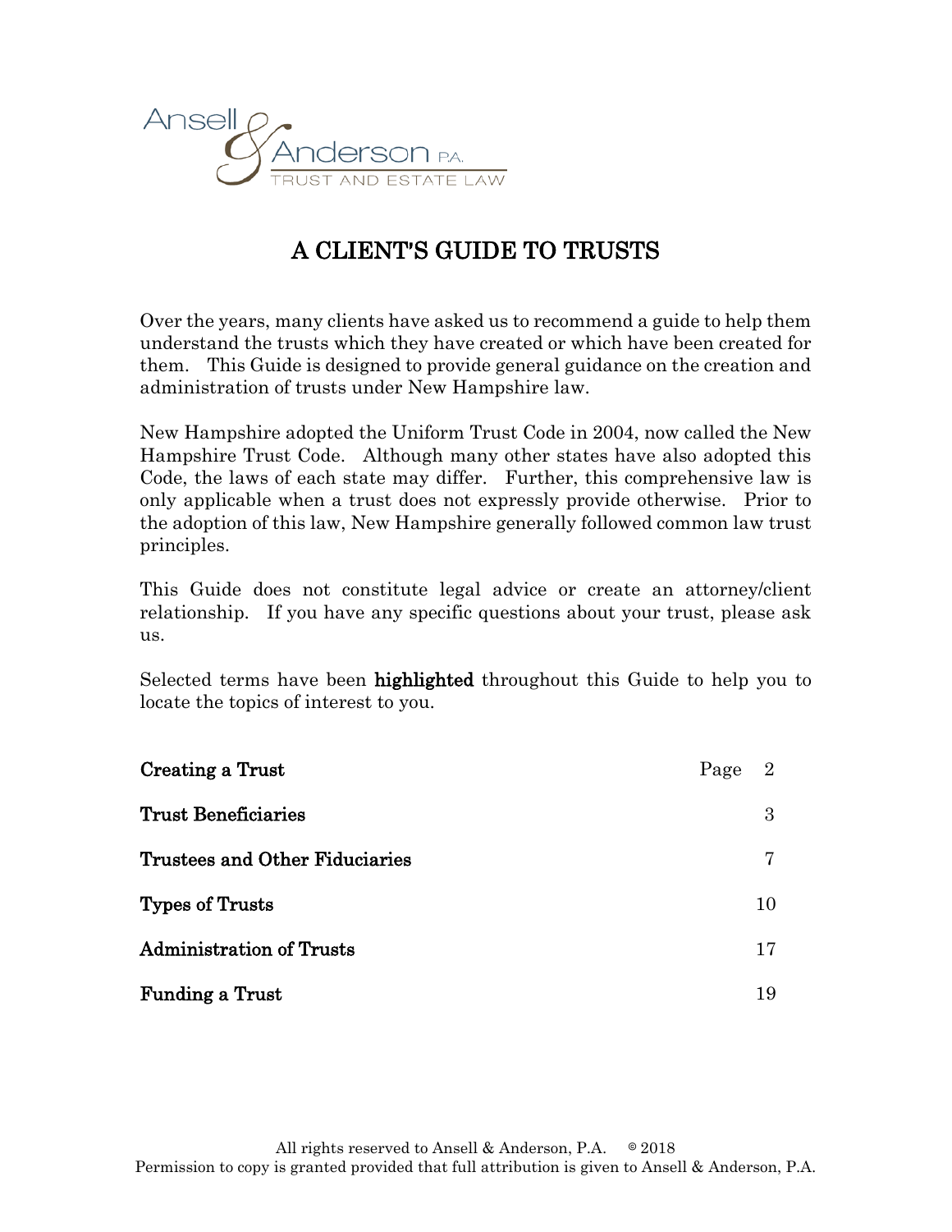Ansell & Anderson P.A.
TRUST AND ESTATE LAW

# A CLIENT'S GUIDE TO TRUSTS

Over the years, many clients have asked us to recommend a guide to help them understand the trusts which they have created or which have been created for them. This Guide is designed to provide general guidance on the creation and administration of trusts under New Hampshire law.

New Hampshire adopted the Uniform Trust Code in 2004, now called the New Hampshire Trust Code. Although many other states have also adopted this Code, the laws of each state may differ. Further, this comprehensive law is only applicable when a trust does not expressly provide otherwise. Prior to the adoption of this law, New Hampshire generally followed common law trust principles.

This Guide does not constitute legal advice or create an attorney/client relationship. If you have any specific questions about your trust, please ask us.

Selected terms have been **highlighted** throughout this Guide to help you to locate the topics of interest to you.

| | |
|---|---|
| **Creating a Trust** | Page 2 |
| **Trust Beneficiaries** | 3 |
| **Trustees and Other Fiduciaries** | 7 |
| **Types of Trusts** | 10 |
| **Administration of Trusts** | 17 |
| **Funding a Trust** | 19 |

All rights reserved to Ansell & Anderson, P.A. © 2018
Permission to copy is granted provided that full attribution is given to Ansell & Anderson, P.A.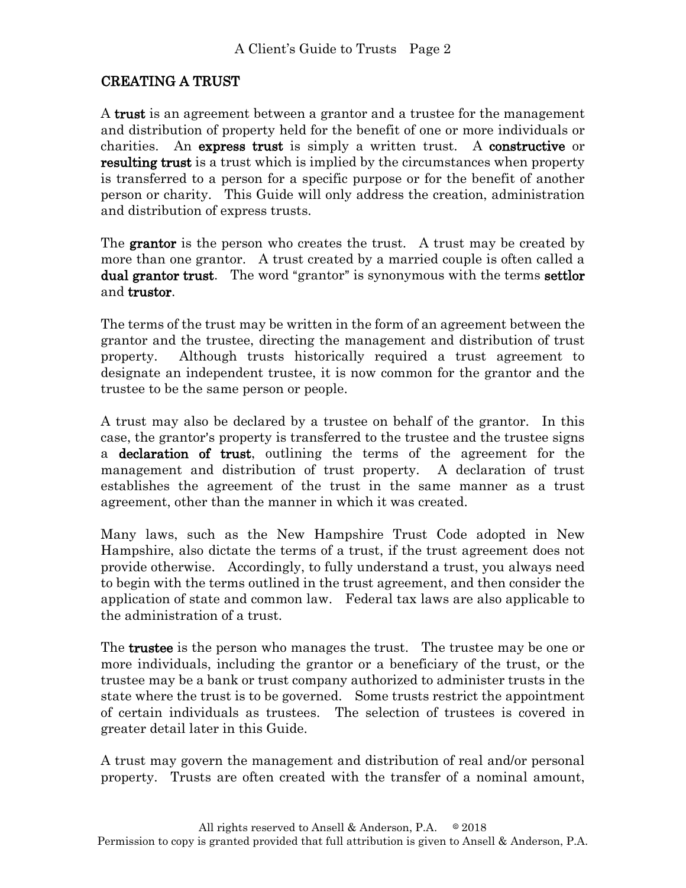## CREATING A TRUST

A **trust** is an agreement between a grantor and a trustee for the management and distribution of property held for the benefit of one or more individuals or charities. An **express trust** is simply a written trust. A **constructive** or **resulting trust** is a trust which is implied by the circumstances when property is transferred to a person for a specific purpose or for the benefit of another person or charity. This Guide will only address the creation, administration and distribution of express trusts.

The **grantor** is the person who creates the trust. A trust may be created by more than one grantor. A trust created by a married couple is often called a **dual grantor trust**. The word "grantor" is synonymous with the terms **settlor** and **trustor**.

The terms of the trust may be written in the form of an agreement between the grantor and the trustee, directing the management and distribution of trust property. Although trusts historically required a trust agreement to designate an independent trustee, it is now common for the grantor and the trustee to be the same person or people.

A trust may also be declared by a trustee on behalf of the grantor. In this case, the grantor's property is transferred to the trustee and the trustee signs a **declaration of trust**, outlining the terms of the agreement for the management and distribution of trust property. A declaration of trust establishes the agreement of the trust in the same manner as a trust agreement, other than the manner in which it was created.

Many laws, such as the New Hampshire Trust Code adopted in New Hampshire, also dictate the terms of a trust, if the trust agreement does not provide otherwise. Accordingly, to fully understand a trust, you always need to begin with the terms outlined in the trust agreement, and then consider the application of state and common law. Federal tax laws are also applicable to the administration of a trust.

The **trustee** is the person who manages the trust. The trustee may be one or more individuals, including the grantor or a beneficiary of the trust, or the trustee may be a bank or trust company authorized to administer trusts in the state where the trust is to be governed. Some trusts restrict the appointment of certain individuals as trustees. The selection of trustees is covered in greater detail later in this Guide.

A trust may govern the management and distribution of real and/or personal property. Trusts are often created with the transfer of a nominal amount,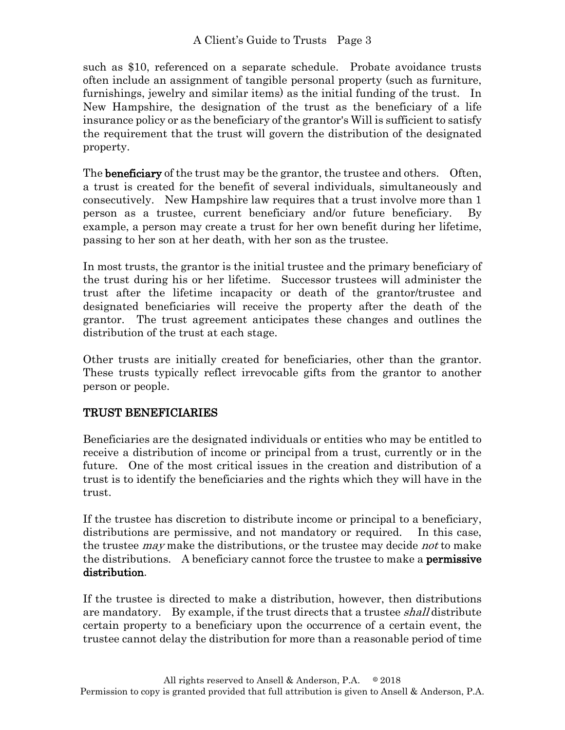such as $10, referenced on a separate schedule. Probate avoidance trusts often include an assignment of tangible personal property (such as furniture, furnishings, jewelry and similar items) as the initial funding of the trust. In New Hampshire, the designation of the trust as the beneficiary of a life insurance policy or as the beneficiary of the grantor's Will is sufficient to satisfy the requirement that the trust will govern the distribution of the designated property.

The **beneficiary** of the trust may be the grantor, the trustee and others. Often, a trust is created for the benefit of several individuals, simultaneously and consecutively. New Hampshire law requires that a trust involve more than 1 person as a trustee, current beneficiary and/or future beneficiary. By example, a person may create a trust for her own benefit during her lifetime, passing to her son at her death, with her son as the trustee.

In most trusts, the grantor is the initial trustee and the primary beneficiary of the trust during his or her lifetime. Successor trustees will administer the trust after the lifetime incapacity or death of the grantor/trustee and designated beneficiaries will receive the property after the death of the grantor. The trust agreement anticipates these changes and outlines the distribution of the trust at each stage.

Other trusts are initially created for beneficiaries, other than the grantor. These trusts typically reflect irrevocable gifts from the grantor to another person or people.

## TRUST BENEFICIARIES

Beneficiaries are the designated individuals or entities who may be entitled to receive a distribution of income or principal from a trust, currently or in the future. One of the most critical issues in the creation and distribution of a trust is to identify the beneficiaries and the rights which they will have in the trust.

If the trustee has discretion to distribute income or principal to a beneficiary, distributions are permissive, and not mandatory or required. In this case, the trustee *may* make the distributions, or the trustee may decide *not* to make the distributions. A beneficiary cannot force the trustee to make a **permissive distribution**.

If the trustee is directed to make a distribution, however, then distributions are mandatory. By example, if the trust directs that a trustee *shall* distribute certain property to a beneficiary upon the occurrence of a certain event, the trustee cannot delay the distribution for more than a reasonable period of time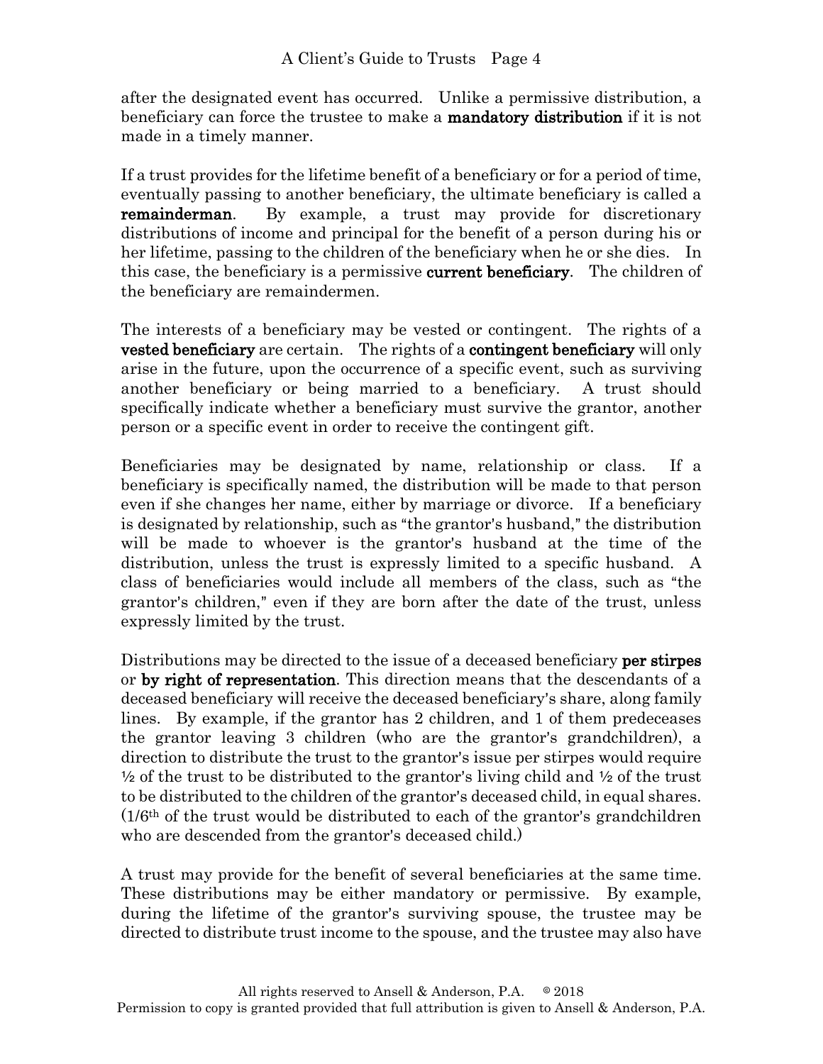after the designated event has occurred. Unlike a permissive distribution, a beneficiary can force the trustee to make a **mandatory distribution** if it is not made in a timely manner.

If a trust provides for the lifetime benefit of a beneficiary or for a period of time, eventually passing to another beneficiary, the ultimate beneficiary is called a **remainderman**. By example, a trust may provide for discretionary distributions of income and principal for the benefit of a person during his or her lifetime, passing to the children of the beneficiary when he or she dies. In this case, the beneficiary is a permissive **current beneficiary**. The children of the beneficiary are remaindermen.

The interests of a beneficiary may be vested or contingent. The rights of a **vested beneficiary** are certain. The rights of a **contingent beneficiary** will only arise in the future, upon the occurrence of a specific event, such as surviving another beneficiary or being married to a beneficiary. A trust should specifically indicate whether a beneficiary must survive the grantor, another person or a specific event in order to receive the contingent gift.

Beneficiaries may be designated by name, relationship or class. If a beneficiary is specifically named, the distribution will be made to that person even if she changes her name, either by marriage or divorce. If a beneficiary is designated by relationship, such as "the grantor's husband," the distribution will be made to whoever is the grantor's husband at the time of the distribution, unless the trust is expressly limited to a specific husband. A class of beneficiaries would include all members of the class, such as "the grantor's children," even if they are born after the date of the trust, unless expressly limited by the trust.

Distributions may be directed to the issue of a deceased beneficiary **per stirpes** or **by right of representation**. This direction means that the descendants of a deceased beneficiary will receive the deceased beneficiary's share, along family lines. By example, if the grantor has 2 children, and 1 of them predeceases the grantor leaving 3 children (who are the grantor's grandchildren), a direction to distribute the trust to the grantor's issue per stirpes would require ½ of the trust to be distributed to the grantor's living child and ½ of the trust to be distributed to the children of the grantor's deceased child, in equal shares. (1/6th of the trust would be distributed to each of the grantor's grandchildren who are descended from the grantor's deceased child.)

A trust may provide for the benefit of several beneficiaries at the same time. These distributions may be either mandatory or permissive. By example, during the lifetime of the grantor's surviving spouse, the trustee may be directed to distribute trust income to the spouse, and the trustee may also have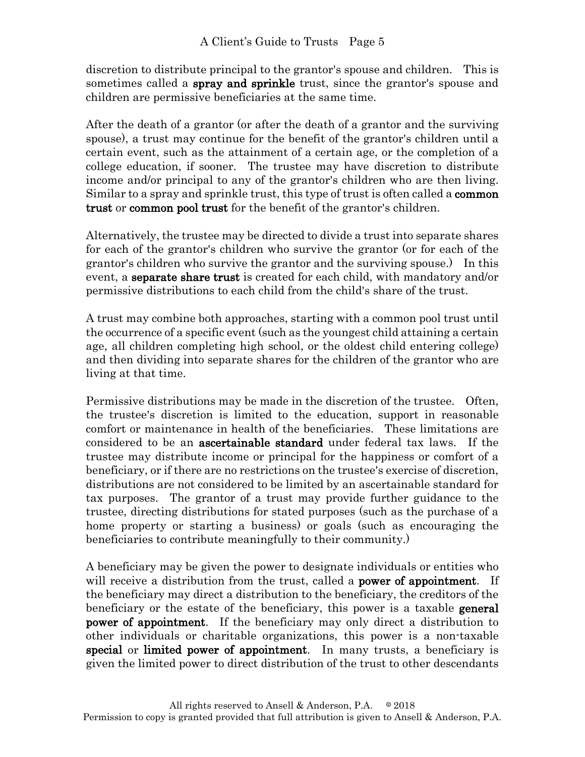discretion to distribute principal to the grantor's spouse and children. This is sometimes called a **spray and sprinkle** trust, since the grantor's spouse and children are permissive beneficiaries at the same time.

After the death of a grantor (or after the death of a grantor and the surviving spouse), a trust may continue for the benefit of the grantor's children until a certain event, such as the attainment of a certain age, or the completion of a college education, if sooner. The trustee may have discretion to distribute income and/or principal to any of the grantor's children who are then living. Similar to a spray and sprinkle trust, this type of trust is often called a **common trust** or **common pool trust** for the benefit of the grantor's children.

Alternatively, the trustee may be directed to divide a trust into separate shares for each of the grantor's children who survive the grantor (or for each of the grantor's children who survive the grantor and the surviving spouse.) In this event, a **separate share trust** is created for each child, with mandatory and/or permissive distributions to each child from the child's share of the trust.

A trust may combine both approaches, starting with a common pool trust until the occurrence of a specific event (such as the youngest child attaining a certain age, all children completing high school, or the oldest child entering college) and then dividing into separate shares for the children of the grantor who are living at that time.

Permissive distributions may be made in the discretion of the trustee. Often, the trustee's discretion is limited to the education, support in reasonable comfort or maintenance in health of the beneficiaries. These limitations are considered to be an **ascertainable standard** under federal tax laws. If the trustee may distribute income or principal for the happiness or comfort of a beneficiary, or if there are no restrictions on the trustee's exercise of discretion, distributions are not considered to be limited by an ascertainable standard for tax purposes. The grantor of a trust may provide further guidance to the trustee, directing distributions for stated purposes (such as the purchase of a home property or starting a business) or goals (such as encouraging the beneficiaries to contribute meaningfully to their community.)

A beneficiary may be given the power to designate individuals or entities who will receive a distribution from the trust, called a **power of appointment**. If the beneficiary may direct a distribution to the beneficiary, the creditors of the beneficiary or the estate of the beneficiary, this power is a taxable **general power of appointment**. If the beneficiary may only direct a distribution to other individuals or charitable organizations, this power is a non-taxable **special** or **limited power of appointment**. In many trusts, a beneficiary is given the limited power to direct distribution of the trust to other descendants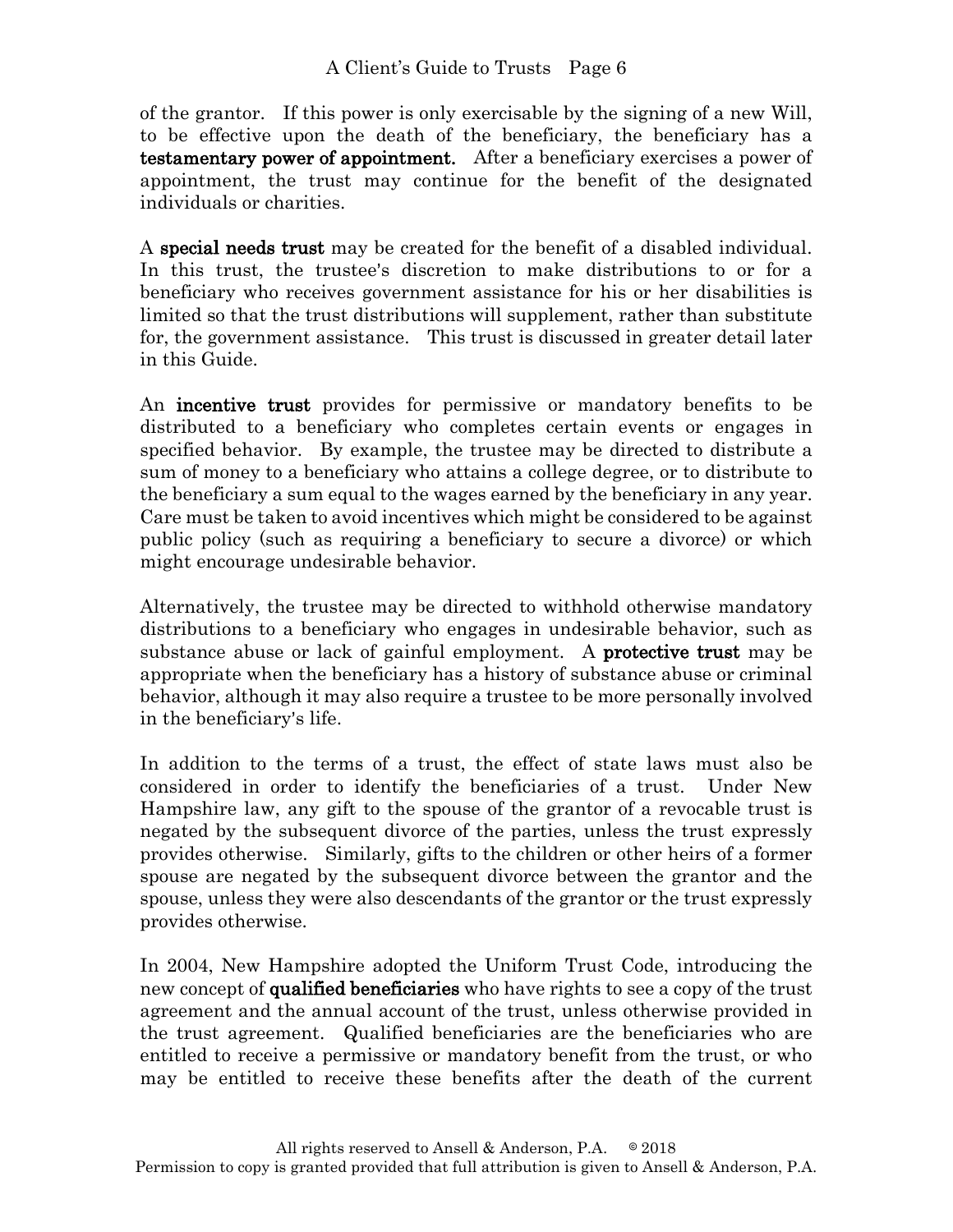of the grantor. If this power is only exercisable by the signing of a new Will, to be effective upon the death of the beneficiary, the beneficiary has a **testamentary power of appointment.** After a beneficiary exercises a power of appointment, the trust may continue for the benefit of the designated individuals or charities.

A **special needs trust** may be created for the benefit of a disabled individual. In this trust, the trustee's discretion to make distributions to or for a beneficiary who receives government assistance for his or her disabilities is limited so that the trust distributions will supplement, rather than substitute for, the government assistance. This trust is discussed in greater detail later in this Guide.

An **incentive trust** provides for permissive or mandatory benefits to be distributed to a beneficiary who completes certain events or engages in specified behavior. By example, the trustee may be directed to distribute a sum of money to a beneficiary who attains a college degree, or to distribute to the beneficiary a sum equal to the wages earned by the beneficiary in any year. Care must be taken to avoid incentives which might be considered to be against public policy (such as requiring a beneficiary to secure a divorce) or which might encourage undesirable behavior.

Alternatively, the trustee may be directed to withhold otherwise mandatory distributions to a beneficiary who engages in undesirable behavior, such as substance abuse or lack of gainful employment. A **protective trust** may be appropriate when the beneficiary has a history of substance abuse or criminal behavior, although it may also require a trustee to be more personally involved in the beneficiary's life.

In addition to the terms of a trust, the effect of state laws must also be considered in order to identify the beneficiaries of a trust. Under New Hampshire law, any gift to the spouse of the grantor of a revocable trust is negated by the subsequent divorce of the parties, unless the trust expressly provides otherwise. Similarly, gifts to the children or other heirs of a former spouse are negated by the subsequent divorce between the grantor and the spouse, unless they were also descendants of the grantor or the trust expressly provides otherwise.

In 2004, New Hampshire adopted the Uniform Trust Code, introducing the new concept of **qualified beneficiaries** who have rights to see a copy of the trust agreement and the annual account of the trust, unless otherwise provided in the trust agreement. Qualified beneficiaries are the beneficiaries who are entitled to receive a permissive or mandatory benefit from the trust, or who may be entitled to receive these benefits after the death of the current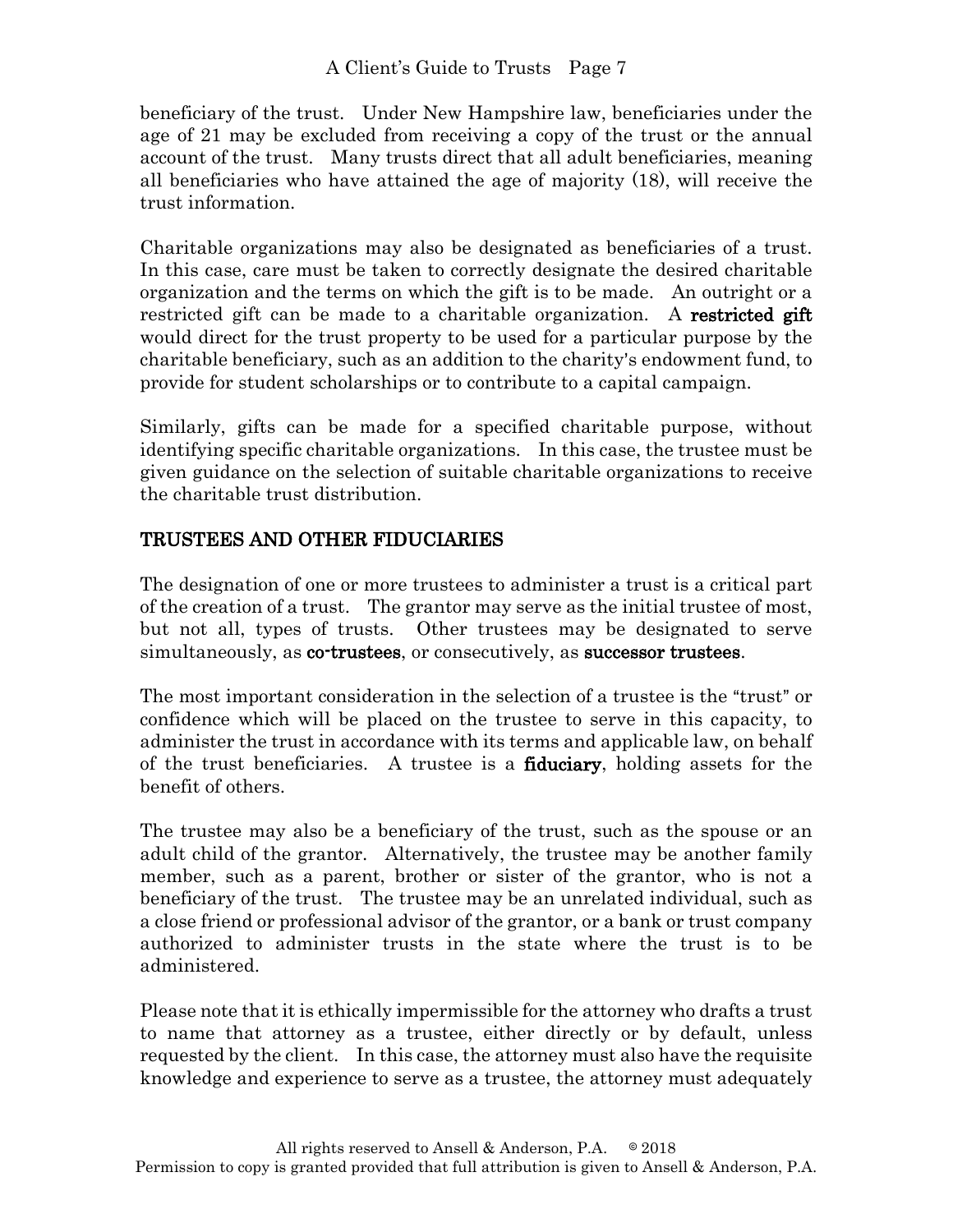beneficiary of the trust. Under New Hampshire law, beneficiaries under the age of 21 may be excluded from receiving a copy of the trust or the annual account of the trust. Many trusts direct that all adult beneficiaries, meaning all beneficiaries who have attained the age of majority (18), will receive the trust information.

Charitable organizations may also be designated as beneficiaries of a trust. In this case, care must be taken to correctly designate the desired charitable organization and the terms on which the gift is to be made. An outright or a restricted gift can be made to a charitable organization. A **restricted gift** would direct for the trust property to be used for a particular purpose by the charitable beneficiary, such as an addition to the charity's endowment fund, to provide for student scholarships or to contribute to a capital campaign.

Similarly, gifts can be made for a specified charitable purpose, without identifying specific charitable organizations. In this case, the trustee must be given guidance on the selection of suitable charitable organizations to receive the charitable trust distribution.

## TRUSTEES AND OTHER FIDUCIARIES

The designation of one or more trustees to administer a trust is a critical part of the creation of a trust. The grantor may serve as the initial trustee of most, but not all, types of trusts. Other trustees may be designated to serve simultaneously, as **co-trustees**, or consecutively, as **successor trustees**.

The most important consideration in the selection of a trustee is the "trust" or confidence which will be placed on the trustee to serve in this capacity, to administer the trust in accordance with its terms and applicable law, on behalf of the trust beneficiaries. A trustee is a **fiduciary**, holding assets for the benefit of others.

The trustee may also be a beneficiary of the trust, such as the spouse or an adult child of the grantor. Alternatively, the trustee may be another family member, such as a parent, brother or sister of the grantor, who is not a beneficiary of the trust. The trustee may be an unrelated individual, such as a close friend or professional advisor of the grantor, or a bank or trust company authorized to administer trusts in the state where the trust is to be administered.

Please note that it is ethically impermissible for the attorney who drafts a trust to name that attorney as a trustee, either directly or by default, unless requested by the client. In this case, the attorney must also have the requisite knowledge and experience to serve as a trustee, the attorney must adequately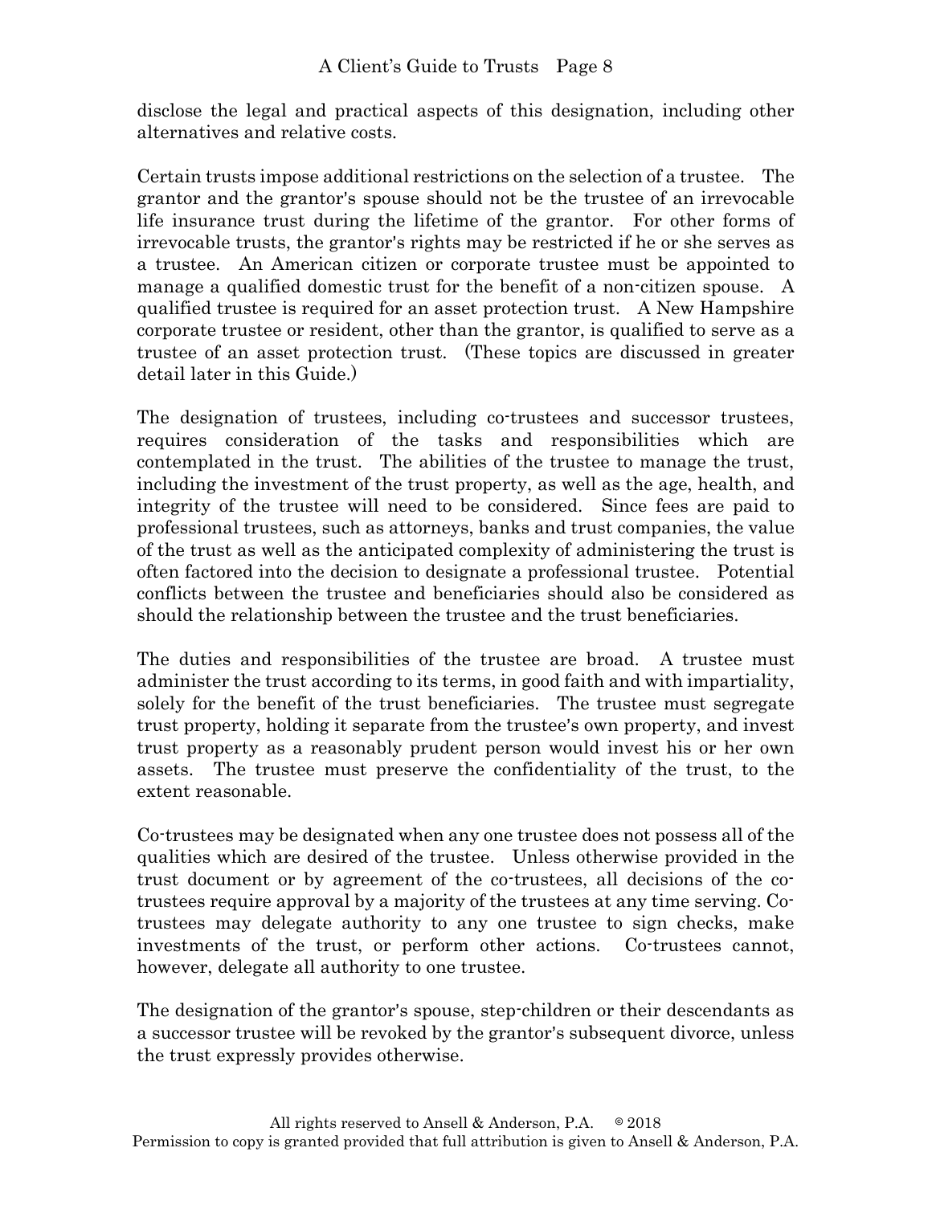disclose the legal and practical aspects of this designation, including other alternatives and relative costs.

Certain trusts impose additional restrictions on the selection of a trustee. The grantor and the grantor's spouse should not be the trustee of an irrevocable life insurance trust during the lifetime of the grantor. For other forms of irrevocable trusts, the grantor's rights may be restricted if he or she serves as a trustee. An American citizen or corporate trustee must be appointed to manage a qualified domestic trust for the benefit of a non-citizen spouse. A qualified trustee is required for an asset protection trust. A New Hampshire corporate trustee or resident, other than the grantor, is qualified to serve as a trustee of an asset protection trust. (These topics are discussed in greater detail later in this Guide.)

The designation of trustees, including co-trustees and successor trustees, requires consideration of the tasks and responsibilities which are contemplated in the trust. The abilities of the trustee to manage the trust, including the investment of the trust property, as well as the age, health, and integrity of the trustee will need to be considered. Since fees are paid to professional trustees, such as attorneys, banks and trust companies, the value of the trust as well as the anticipated complexity of administering the trust is often factored into the decision to designate a professional trustee. Potential conflicts between the trustee and beneficiaries should also be considered as should the relationship between the trustee and the trust beneficiaries.

The duties and responsibilities of the trustee are broad. A trustee must administer the trust according to its terms, in good faith and with impartiality, solely for the benefit of the trust beneficiaries. The trustee must segregate trust property, holding it separate from the trustee's own property, and invest trust property as a reasonably prudent person would invest his or her own assets. The trustee must preserve the confidentiality of the trust, to the extent reasonable.

Co-trustees may be designated when any one trustee does not possess all of the qualities which are desired of the trustee. Unless otherwise provided in the trust document or by agreement of the co-trustees, all decisions of the co-trustees require approval by a majority of the trustees at any time serving. Co-trustees may delegate authority to any one trustee to sign checks, make investments of the trust, or perform other actions. Co-trustees cannot, however, delegate all authority to one trustee.

The designation of the grantor's spouse, step-children or their descendants as a successor trustee will be revoked by the grantor's subsequent divorce, unless the trust expressly provides otherwise.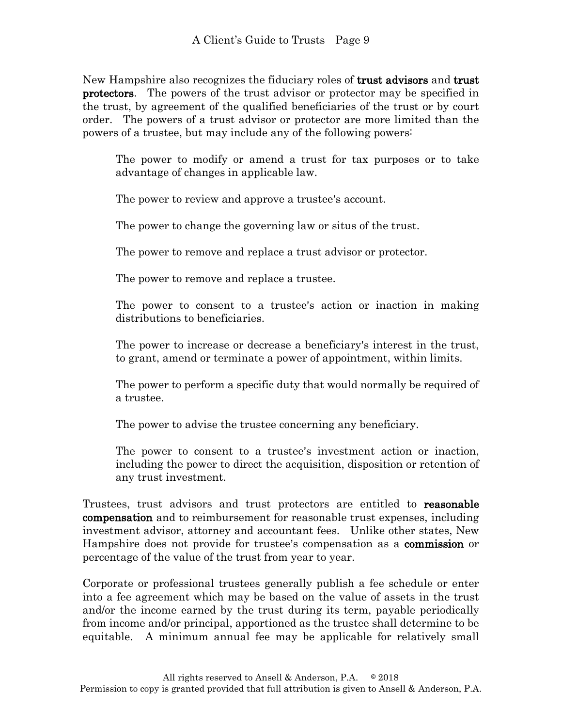New Hampshire also recognizes the fiduciary roles of **trust advisors** and **trust protectors**. The powers of the trust advisor or protector may be specified in the trust, by agreement of the qualified beneficiaries of the trust or by court order. The powers of a trust advisor or protector are more limited than the powers of a trustee, but may include any of the following powers:

> The power to modify or amend a trust for tax purposes or to take advantage of changes in applicable law.
>
> The power to review and approve a trustee's account.
>
> The power to change the governing law or situs of the trust.
>
> The power to remove and replace a trust advisor or protector.
>
> The power to remove and replace a trustee.
>
> The power to consent to a trustee's action or inaction in making distributions to beneficiaries.
>
> The power to increase or decrease a beneficiary's interest in the trust, to grant, amend or terminate a power of appointment, within limits.
>
> The power to perform a specific duty that would normally be required of a trustee.
>
> The power to advise the trustee concerning any beneficiary.
>
> The power to consent to a trustee's investment action or inaction, including the power to direct the acquisition, disposition or retention of any trust investment.

Trustees, trust advisors and trust protectors are entitled to **reasonable compensation** and to reimbursement for reasonable trust expenses, including investment advisor, attorney and accountant fees. Unlike other states, New Hampshire does not provide for trustee's compensation as a **commission** or percentage of the value of the trust from year to year.

Corporate or professional trustees generally publish a fee schedule or enter into a fee agreement which may be based on the value of assets in the trust and/or the income earned by the trust during its term, payable periodically from income and/or principal, apportioned as the trustee shall determine to be equitable. A minimum annual fee may be applicable for relatively small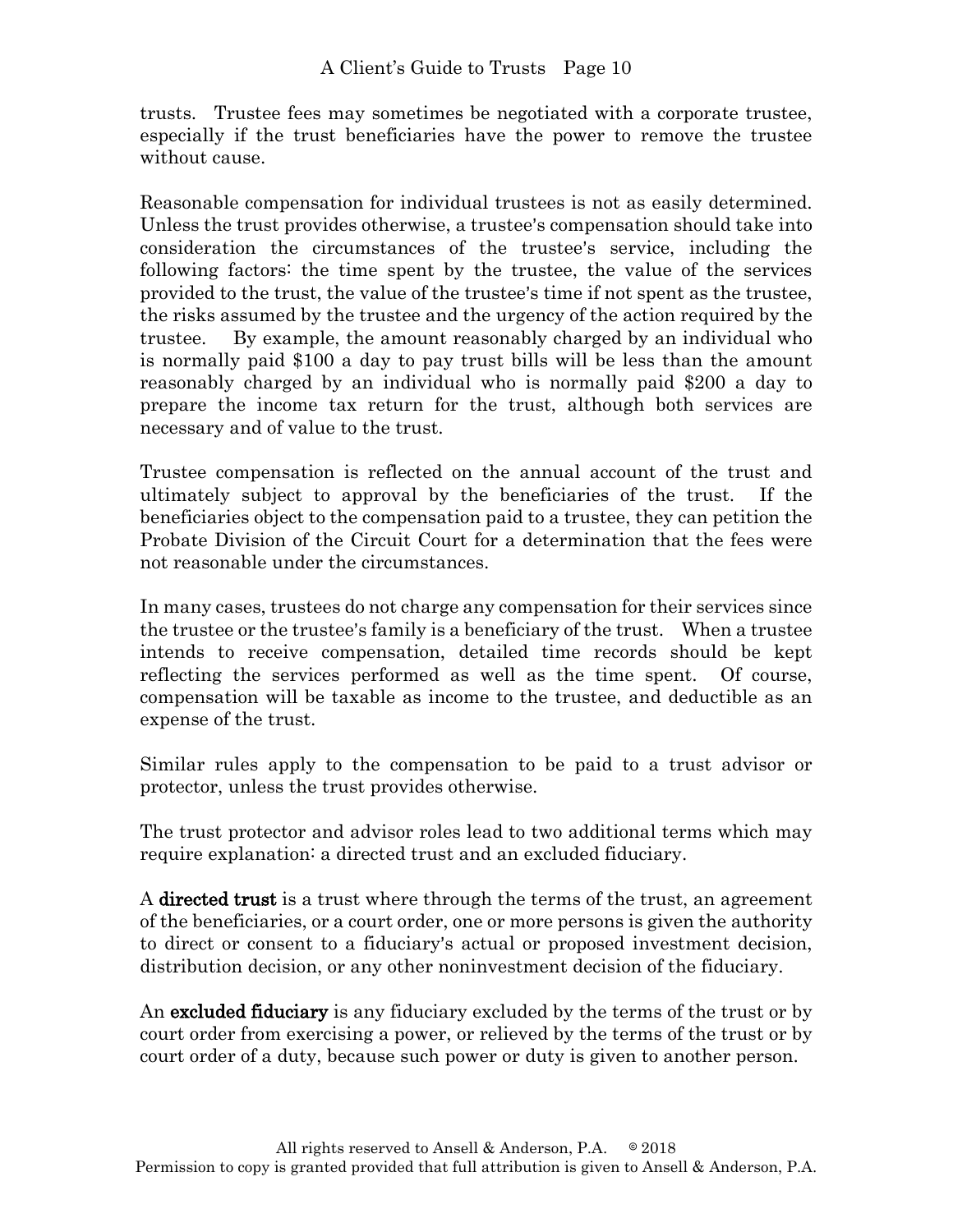trusts. Trustee fees may sometimes be negotiated with a corporate trustee, especially if the trust beneficiaries have the power to remove the trustee without cause.

Reasonable compensation for individual trustees is not as easily determined. Unless the trust provides otherwise, a trustee's compensation should take into consideration the circumstances of the trustee's service, including the following factors: the time spent by the trustee, the value of the services provided to the trust, the value of the trustee's time if not spent as the trustee, the risks assumed by the trustee and the urgency of the action required by the trustee. By example, the amount reasonably charged by an individual who is normally paid $100 a day to pay trust bills will be less than the amount reasonably charged by an individual who is normally paid $200 a day to prepare the income tax return for the trust, although both services are necessary and of value to the trust.

Trustee compensation is reflected on the annual account of the trust and ultimately subject to approval by the beneficiaries of the trust. If the beneficiaries object to the compensation paid to a trustee, they can petition the Probate Division of the Circuit Court for a determination that the fees were not reasonable under the circumstances.

In many cases, trustees do not charge any compensation for their services since the trustee or the trustee's family is a beneficiary of the trust. When a trustee intends to receive compensation, detailed time records should be kept reflecting the services performed as well as the time spent. Of course, compensation will be taxable as income to the trustee, and deductible as an expense of the trust.

Similar rules apply to the compensation to be paid to a trust advisor or protector, unless the trust provides otherwise.

The trust protector and advisor roles lead to two additional terms which may require explanation: a directed trust and an excluded fiduciary.

A **directed trust** is a trust where through the terms of the trust, an agreement of the beneficiaries, or a court order, one or more persons is given the authority to direct or consent to a fiduciary's actual or proposed investment decision, distribution decision, or any other noninvestment decision of the fiduciary.

An **excluded fiduciary** is any fiduciary excluded by the terms of the trust or by court order from exercising a power, or relieved by the terms of the trust or by court order of a duty, because such power or duty is given to another person.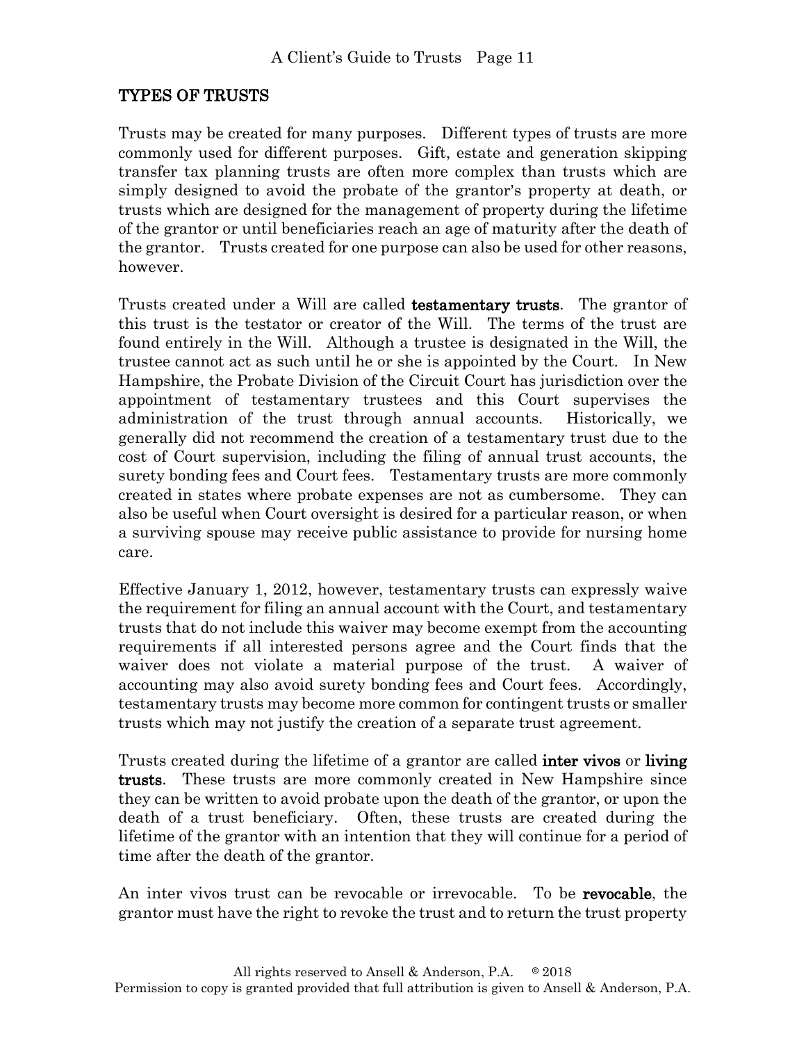## TYPES OF TRUSTS

Trusts may be created for many purposes. Different types of trusts are more commonly used for different purposes. Gift, estate and generation skipping transfer tax planning trusts are often more complex than trusts which are simply designed to avoid the probate of the grantor's property at death, or trusts which are designed for the management of property during the lifetime of the grantor or until beneficiaries reach an age of maturity after the death of the grantor. Trusts created for one purpose can also be used for other reasons, however.

Trusts created under a Will are called **testamentary trusts**. The grantor of this trust is the testator or creator of the Will. The terms of the trust are found entirely in the Will. Although a trustee is designated in the Will, the trustee cannot act as such until he or she is appointed by the Court. In New Hampshire, the Probate Division of the Circuit Court has jurisdiction over the appointment of testamentary trustees and this Court supervises the administration of the trust through annual accounts. Historically, we generally did not recommend the creation of a testamentary trust due to the cost of Court supervision, including the filing of annual trust accounts, the surety bonding fees and Court fees. Testamentary trusts are more commonly created in states where probate expenses are not as cumbersome. They can also be useful when Court oversight is desired for a particular reason, or when a surviving spouse may receive public assistance to provide for nursing home care.

Effective January 1, 2012, however, testamentary trusts can expressly waive the requirement for filing an annual account with the Court, and testamentary trusts that do not include this waiver may become exempt from the accounting requirements if all interested persons agree and the Court finds that the waiver does not violate a material purpose of the trust. A waiver of accounting may also avoid surety bonding fees and Court fees. Accordingly, testamentary trusts may become more common for contingent trusts or smaller trusts which may not justify the creation of a separate trust agreement.

Trusts created during the lifetime of a grantor are called **inter vivos** or **living trusts**. These trusts are more commonly created in New Hampshire since they can be written to avoid probate upon the death of the grantor, or upon the death of a trust beneficiary. Often, these trusts are created during the lifetime of the grantor with an intention that they will continue for a period of time after the death of the grantor.

An inter vivos trust can be revocable or irrevocable. To be **revocable**, the grantor must have the right to revoke the trust and to return the trust property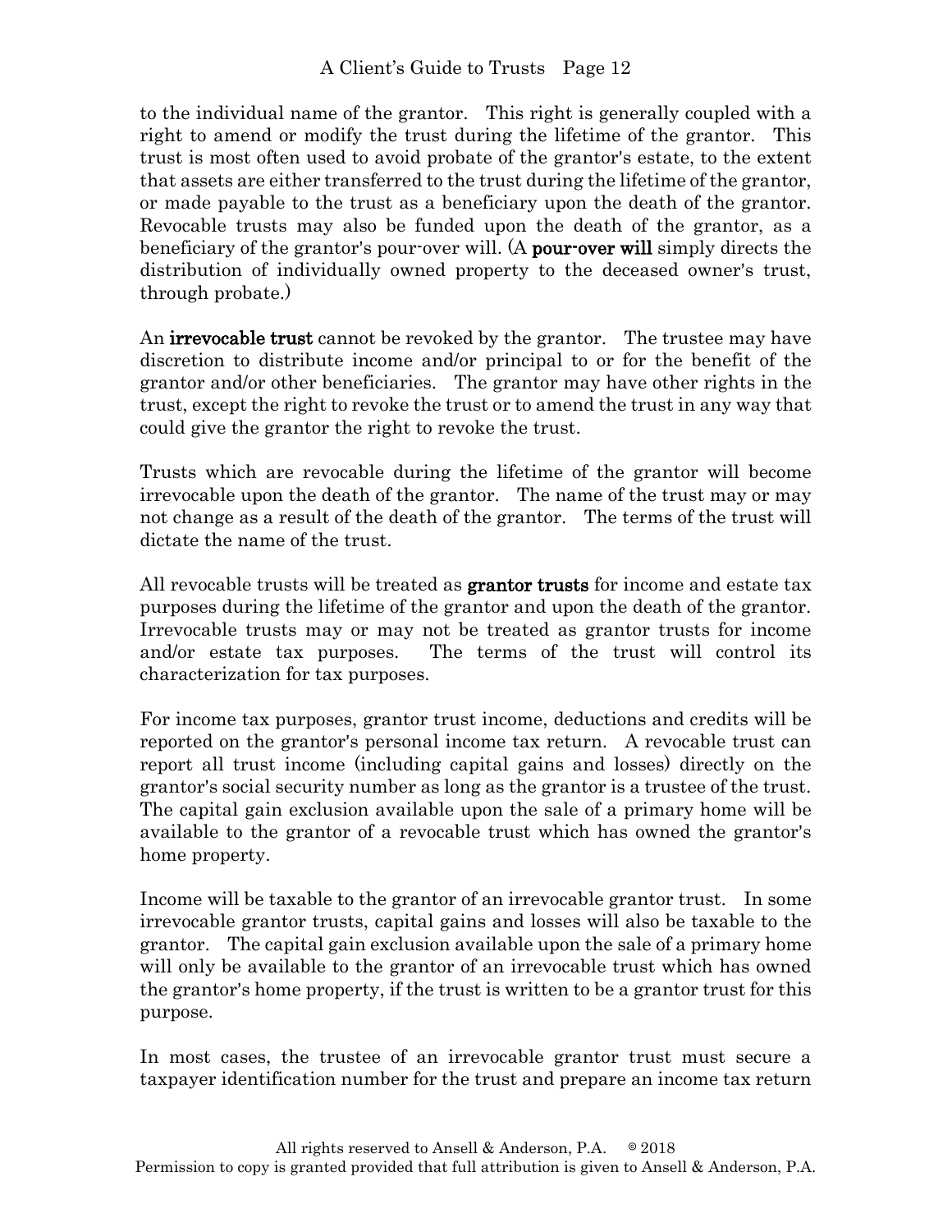to the individual name of the grantor. This right is generally coupled with a right to amend or modify the trust during the lifetime of the grantor. This trust is most often used to avoid probate of the grantor's estate, to the extent that assets are either transferred to the trust during the lifetime of the grantor, or made payable to the trust as a beneficiary upon the death of the grantor. Revocable trusts may also be funded upon the death of the grantor, as a beneficiary of the grantor's pour-over will. (A **pour-over will** simply directs the distribution of individually owned property to the deceased owner's trust, through probate.)

An **irrevocable trust** cannot be revoked by the grantor. The trustee may have discretion to distribute income and/or principal to or for the benefit of the grantor and/or other beneficiaries. The grantor may have other rights in the trust, except the right to revoke the trust or to amend the trust in any way that could give the grantor the right to revoke the trust.

Trusts which are revocable during the lifetime of the grantor will become irrevocable upon the death of the grantor. The name of the trust may or may not change as a result of the death of the grantor. The terms of the trust will dictate the name of the trust.

All revocable trusts will be treated as **grantor trusts** for income and estate tax purposes during the lifetime of the grantor and upon the death of the grantor. Irrevocable trusts may or may not be treated as grantor trusts for income and/or estate tax purposes. The terms of the trust will control its characterization for tax purposes.

For income tax purposes, grantor trust income, deductions and credits will be reported on the grantor's personal income tax return. A revocable trust can report all trust income (including capital gains and losses) directly on the grantor's social security number as long as the grantor is a trustee of the trust. The capital gain exclusion available upon the sale of a primary home will be available to the grantor of a revocable trust which has owned the grantor's home property.

Income will be taxable to the grantor of an irrevocable grantor trust. In some irrevocable grantor trusts, capital gains and losses will also be taxable to the grantor. The capital gain exclusion available upon the sale of a primary home will only be available to the grantor of an irrevocable trust which has owned the grantor's home property, if the trust is written to be a grantor trust for this purpose.

In most cases, the trustee of an irrevocable grantor trust must secure a taxpayer identification number for the trust and prepare an income tax return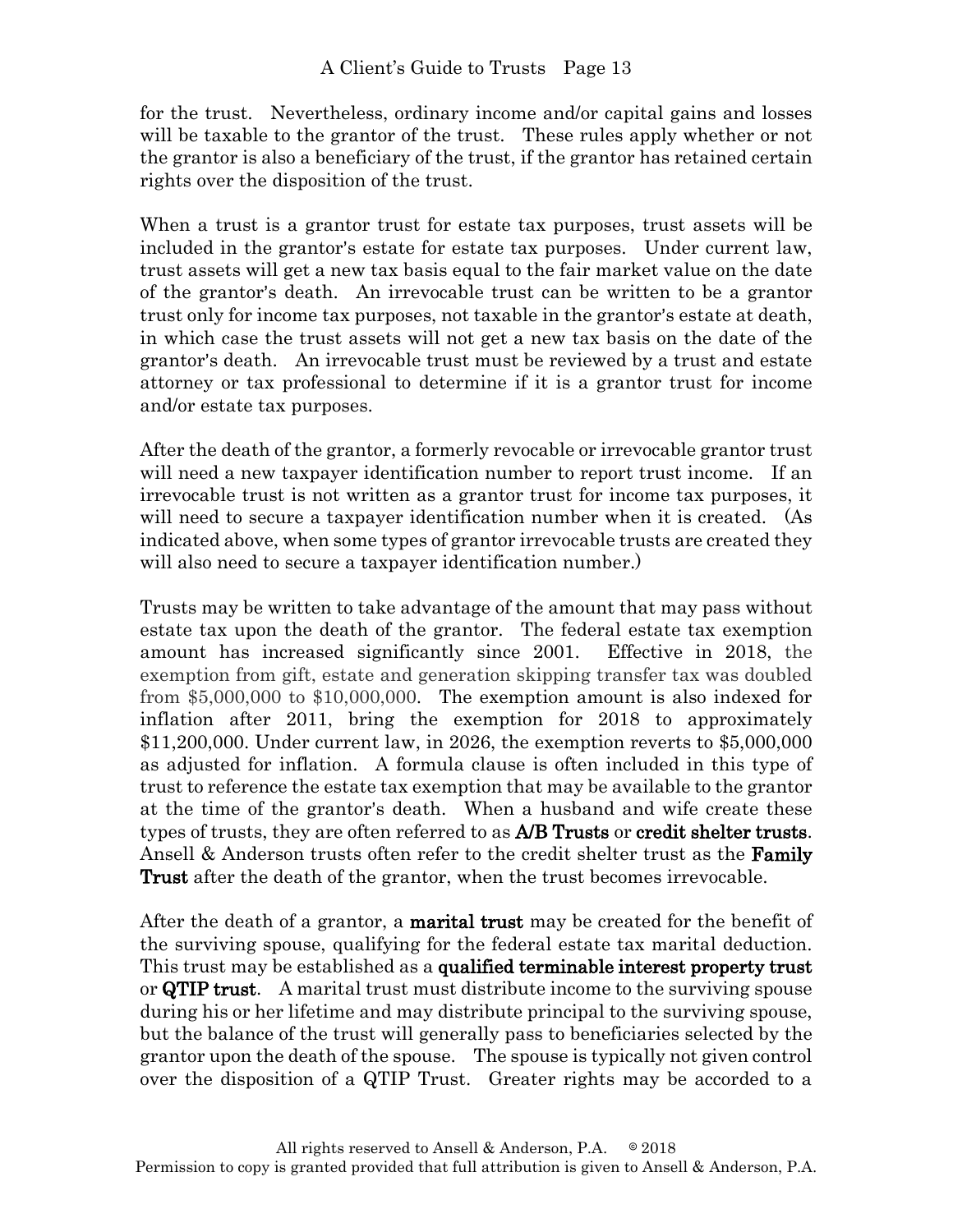for the trust. Nevertheless, ordinary income and/or capital gains and losses will be taxable to the grantor of the trust. These rules apply whether or not the grantor is also a beneficiary of the trust, if the grantor has retained certain rights over the disposition of the trust.

When a trust is a grantor trust for estate tax purposes, trust assets will be included in the grantor's estate for estate tax purposes. Under current law, trust assets will get a new tax basis equal to the fair market value on the date of the grantor's death. An irrevocable trust can be written to be a grantor trust only for income tax purposes, not taxable in the grantor's estate at death, in which case the trust assets will not get a new tax basis on the date of the grantor's death. An irrevocable trust must be reviewed by a trust and estate attorney or tax professional to determine if it is a grantor trust for income and/or estate tax purposes.

After the death of the grantor, a formerly revocable or irrevocable grantor trust will need a new taxpayer identification number to report trust income. If an irrevocable trust is not written as a grantor trust for income tax purposes, it will need to secure a taxpayer identification number when it is created. (As indicated above, when some types of grantor irrevocable trusts are created they will also need to secure a taxpayer identification number.)

Trusts may be written to take advantage of the amount that may pass without estate tax upon the death of the grantor. The federal estate tax exemption amount has increased significantly since 2001. Effective in 2018, the exemption from gift, estate and generation skipping transfer tax was doubled from $5,000,000 to $10,000,000. The exemption amount is also indexed for inflation after 2011, bring the exemption for 2018 to approximately $11,200,000. Under current law, in 2026, the exemption reverts to $5,000,000 as adjusted for inflation. A formula clause is often included in this type of trust to reference the estate tax exemption that may be available to the grantor at the time of the grantor's death. When a husband and wife create these types of trusts, they are often referred to as **A/B Trusts** or **credit shelter trusts**. Ansell & Anderson trusts often refer to the credit shelter trust as the **Family Trust** after the death of the grantor, when the trust becomes irrevocable.

After the death of a grantor, a **marital trust** may be created for the benefit of the surviving spouse, qualifying for the federal estate tax marital deduction. This trust may be established as a **qualified terminable interest property trust** or **QTIP trust**. A marital trust must distribute income to the surviving spouse during his or her lifetime and may distribute principal to the surviving spouse, but the balance of the trust will generally pass to beneficiaries selected by the grantor upon the death of the spouse. The spouse is typically not given control over the disposition of a QTIP Trust. Greater rights may be accorded to a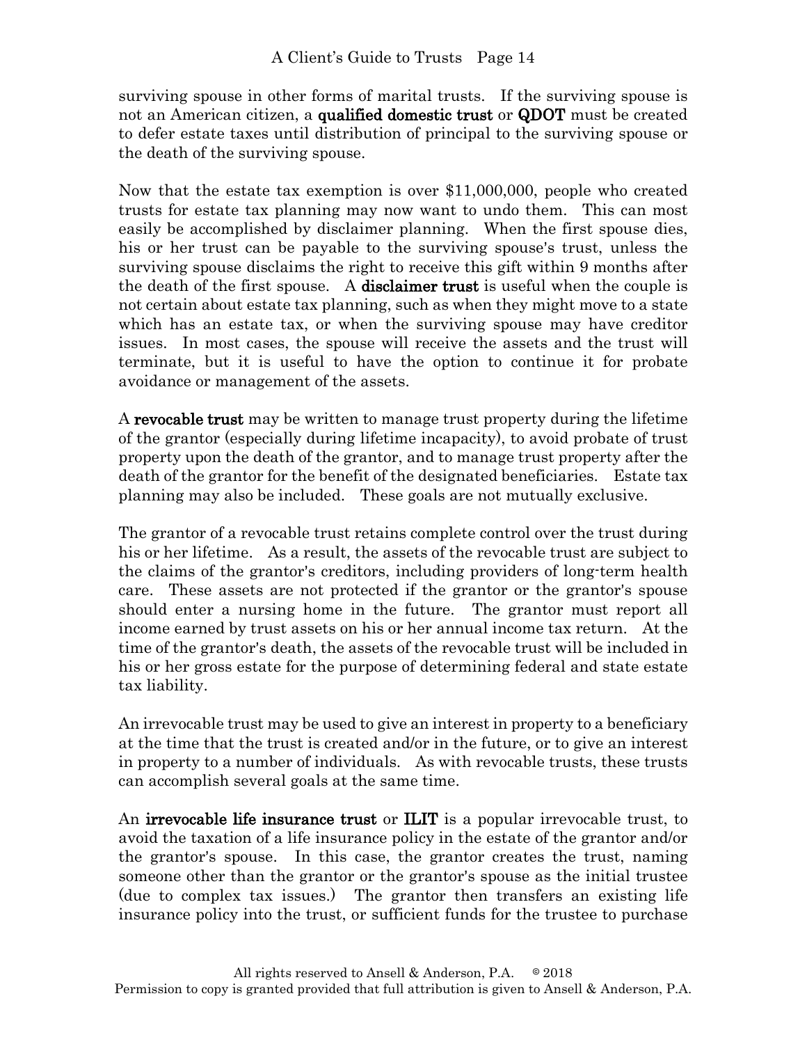surviving spouse in other forms of marital trusts. If the surviving spouse is not an American citizen, a **qualified domestic trust** or **QDOT** must be created to defer estate taxes until distribution of principal to the surviving spouse or the death of the surviving spouse.

Now that the estate tax exemption is over $11,000,000, people who created trusts for estate tax planning may now want to undo them. This can most easily be accomplished by disclaimer planning. When the first spouse dies, his or her trust can be payable to the surviving spouse's trust, unless the surviving spouse disclaims the right to receive this gift within 9 months after the death of the first spouse. A **disclaimer trust** is useful when the couple is not certain about estate tax planning, such as when they might move to a state which has an estate tax, or when the surviving spouse may have creditor issues. In most cases, the spouse will receive the assets and the trust will terminate, but it is useful to have the option to continue it for probate avoidance or management of the assets.

A **revocable trust** may be written to manage trust property during the lifetime of the grantor (especially during lifetime incapacity), to avoid probate of trust property upon the death of the grantor, and to manage trust property after the death of the grantor for the benefit of the designated beneficiaries. Estate tax planning may also be included. These goals are not mutually exclusive.

The grantor of a revocable trust retains complete control over the trust during his or her lifetime. As a result, the assets of the revocable trust are subject to the claims of the grantor's creditors, including providers of long-term health care. These assets are not protected if the grantor or the grantor's spouse should enter a nursing home in the future. The grantor must report all income earned by trust assets on his or her annual income tax return. At the time of the grantor's death, the assets of the revocable trust will be included in his or her gross estate for the purpose of determining federal and state estate tax liability.

An irrevocable trust may be used to give an interest in property to a beneficiary at the time that the trust is created and/or in the future, or to give an interest in property to a number of individuals. As with revocable trusts, these trusts can accomplish several goals at the same time.

An **irrevocable life insurance trust** or **ILIT** is a popular irrevocable trust, to avoid the taxation of a life insurance policy in the estate of the grantor and/or the grantor's spouse. In this case, the grantor creates the trust, naming someone other than the grantor or the grantor's spouse as the initial trustee (due to complex tax issues.) The grantor then transfers an existing life insurance policy into the trust, or sufficient funds for the trustee to purchase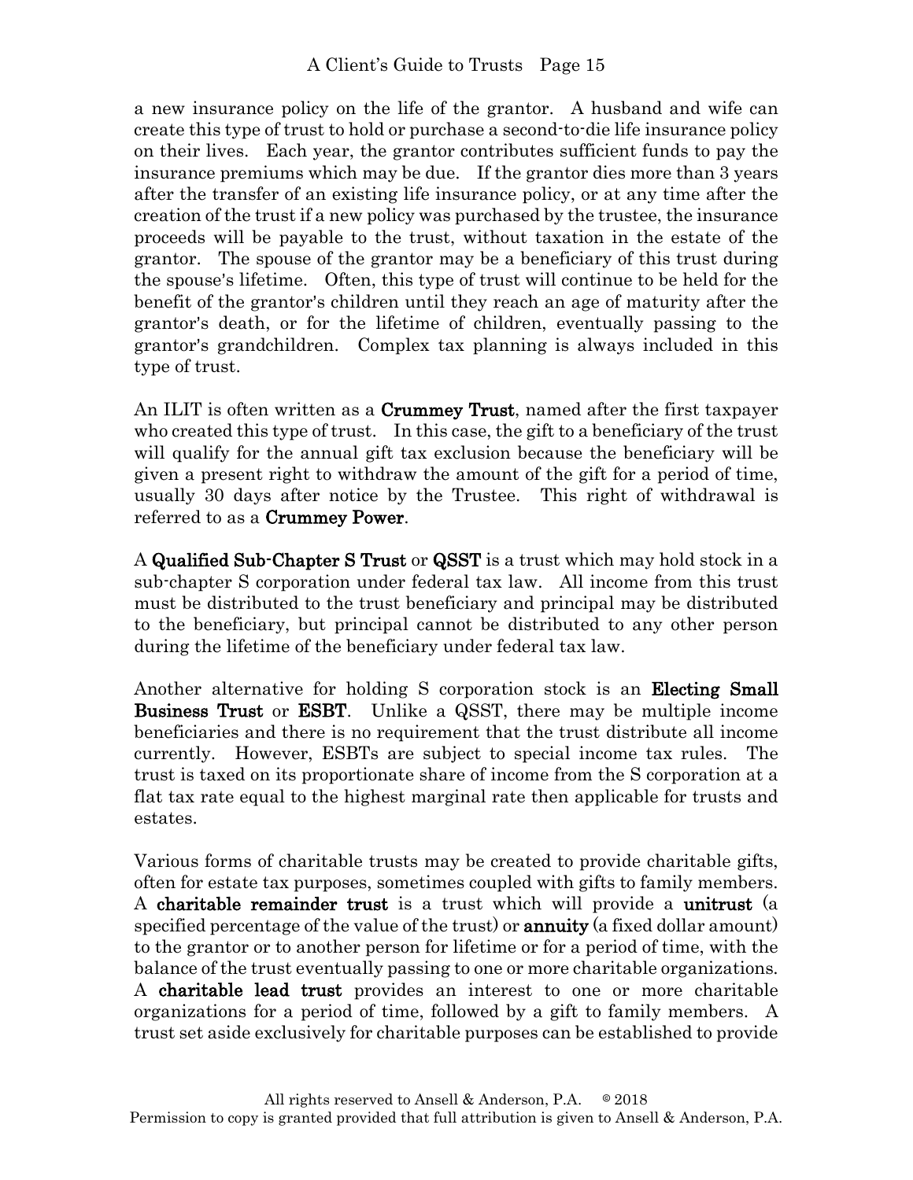a new insurance policy on the life of the grantor. A husband and wife can create this type of trust to hold or purchase a second-to-die life insurance policy on their lives. Each year, the grantor contributes sufficient funds to pay the insurance premiums which may be due. If the grantor dies more than 3 years after the transfer of an existing life insurance policy, or at any time after the creation of the trust if a new policy was purchased by the trustee, the insurance proceeds will be payable to the trust, without taxation in the estate of the grantor. The spouse of the grantor may be a beneficiary of this trust during the spouse's lifetime. Often, this type of trust will continue to be held for the benefit of the grantor's children until they reach an age of maturity after the grantor's death, or for the lifetime of children, eventually passing to the grantor's grandchildren. Complex tax planning is always included in this type of trust.

An ILIT is often written as a **Crummey Trust**, named after the first taxpayer who created this type of trust. In this case, the gift to a beneficiary of the trust will qualify for the annual gift tax exclusion because the beneficiary will be given a present right to withdraw the amount of the gift for a period of time, usually 30 days after notice by the Trustee. This right of withdrawal is referred to as a **Crummey Power**.

A **Qualified Sub-Chapter S Trust** or **QSST** is a trust which may hold stock in a sub-chapter S corporation under federal tax law. All income from this trust must be distributed to the trust beneficiary and principal may be distributed to the beneficiary, but principal cannot be distributed to any other person during the lifetime of the beneficiary under federal tax law.

Another alternative for holding S corporation stock is an **Electing Small Business Trust** or **ESBT**. Unlike a QSST, there may be multiple income beneficiaries and there is no requirement that the trust distribute all income currently. However, ESBTs are subject to special income tax rules. The trust is taxed on its proportionate share of income from the S corporation at a flat tax rate equal to the highest marginal rate then applicable for trusts and estates.

Various forms of charitable trusts may be created to provide charitable gifts, often for estate tax purposes, sometimes coupled with gifts to family members. A **charitable remainder trust** is a trust which will provide a **unitrust** (a specified percentage of the value of the trust) or **annuity** (a fixed dollar amount) to the grantor or to another person for lifetime or for a period of time, with the balance of the trust eventually passing to one or more charitable organizations. A **charitable lead trust** provides an interest to one or more charitable organizations for a period of time, followed by a gift to family members. A trust set aside exclusively for charitable purposes can be established to provide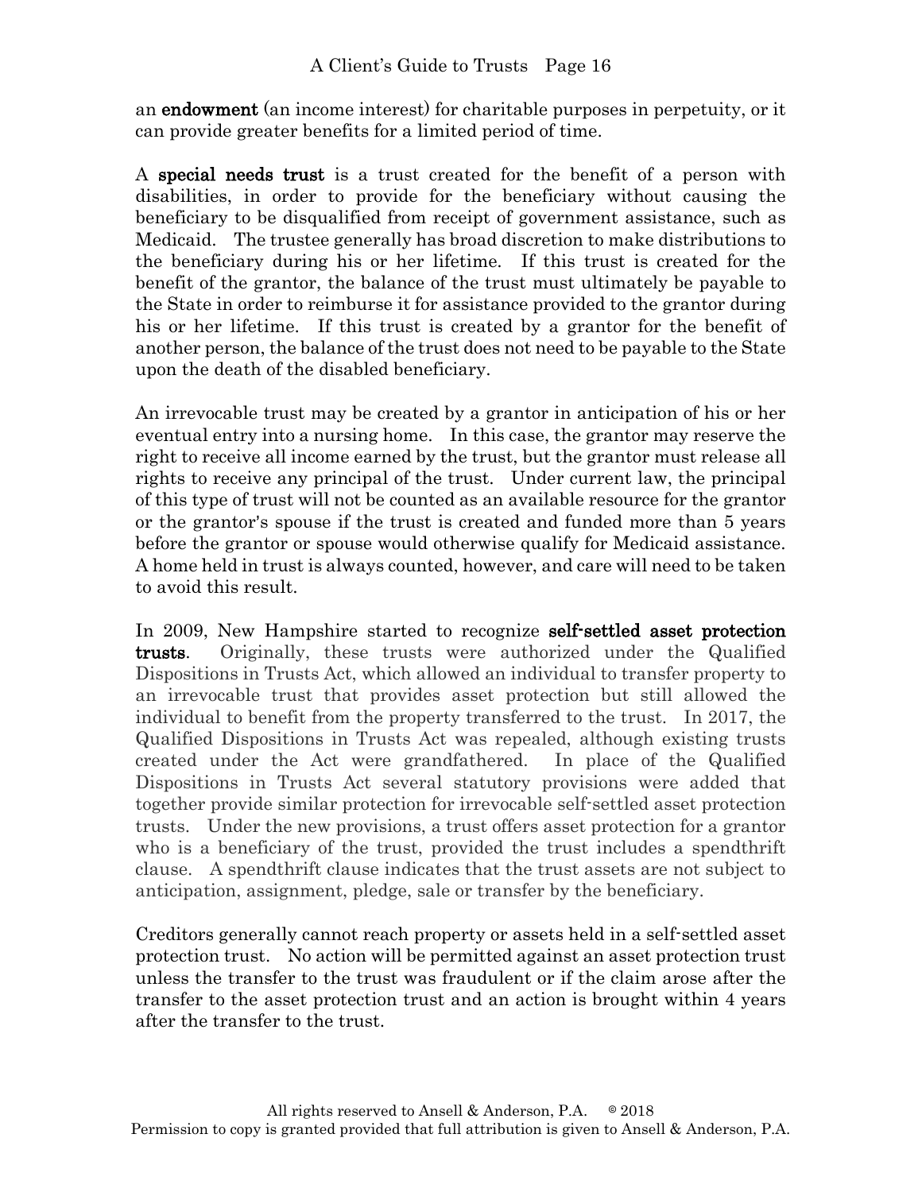an **endowment** (an income interest) for charitable purposes in perpetuity, or it can provide greater benefits for a limited period of time.

A **special needs trust** is a trust created for the benefit of a person with disabilities, in order to provide for the beneficiary without causing the beneficiary to be disqualified from receipt of government assistance, such as Medicaid. The trustee generally has broad discretion to make distributions to the beneficiary during his or her lifetime. If this trust is created for the benefit of the grantor, the balance of the trust must ultimately be payable to the State in order to reimburse it for assistance provided to the grantor during his or her lifetime. If this trust is created by a grantor for the benefit of another person, the balance of the trust does not need to be payable to the State upon the death of the disabled beneficiary.

An irrevocable trust may be created by a grantor in anticipation of his or her eventual entry into a nursing home. In this case, the grantor may reserve the right to receive all income earned by the trust, but the grantor must release all rights to receive any principal of the trust. Under current law, the principal of this type of trust will not be counted as an available resource for the grantor or the grantor's spouse if the trust is created and funded more than 5 years before the grantor or spouse would otherwise qualify for Medicaid assistance. A home held in trust is always counted, however, and care will need to be taken to avoid this result.

In 2009, New Hampshire started to recognize **self-settled asset protection trusts**. Originally, these trusts were authorized under the Qualified Dispositions in Trusts Act, which allowed an individual to transfer property to an irrevocable trust that provides asset protection but still allowed the individual to benefit from the property transferred to the trust. In 2017, the Qualified Dispositions in Trusts Act was repealed, although existing trusts created under the Act were grandfathered. In place of the Qualified Dispositions in Trusts Act several statutory provisions were added that together provide similar protection for irrevocable self-settled asset protection trusts. Under the new provisions, a trust offers asset protection for a grantor who is a beneficiary of the trust, provided the trust includes a spendthrift clause. A spendthrift clause indicates that the trust assets are not subject to anticipation, assignment, pledge, sale or transfer by the beneficiary.

Creditors generally cannot reach property or assets held in a self-settled asset protection trust. No action will be permitted against an asset protection trust unless the transfer to the trust was fraudulent or if the claim arose after the transfer to the asset protection trust and an action is brought within 4 years after the transfer to the trust.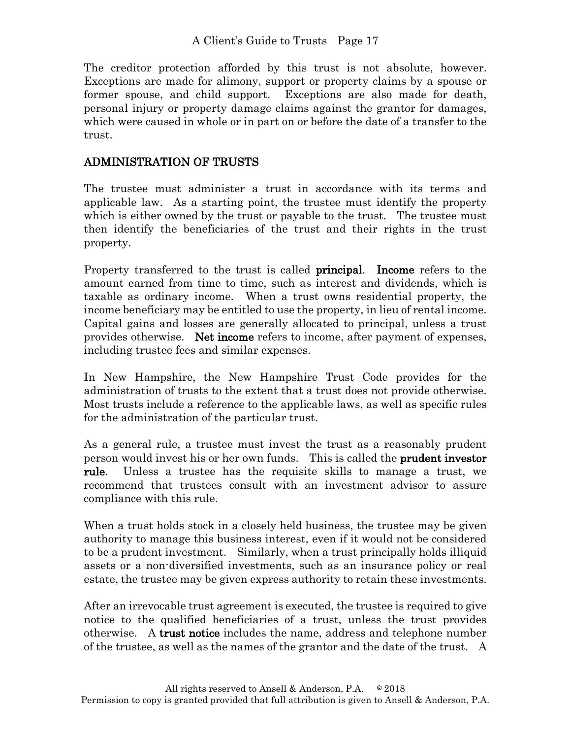The creditor protection afforded by this trust is not absolute, however. Exceptions are made for alimony, support or property claims by a spouse or former spouse, and child support. Exceptions are also made for death, personal injury or property damage claims against the grantor for damages, which were caused in whole or in part on or before the date of a transfer to the trust.

## ADMINISTRATION OF TRUSTS

The trustee must administer a trust in accordance with its terms and applicable law. As a starting point, the trustee must identify the property which is either owned by the trust or payable to the trust. The trustee must then identify the beneficiaries of the trust and their rights in the trust property.

Property transferred to the trust is called **principal**. **Income** refers to the amount earned from time to time, such as interest and dividends, which is taxable as ordinary income. When a trust owns residential property, the income beneficiary may be entitled to use the property, in lieu of rental income. Capital gains and losses are generally allocated to principal, unless a trust provides otherwise. **Net income** refers to income, after payment of expenses, including trustee fees and similar expenses.

In New Hampshire, the New Hampshire Trust Code provides for the administration of trusts to the extent that a trust does not provide otherwise. Most trusts include a reference to the applicable laws, as well as specific rules for the administration of the particular trust.

As a general rule, a trustee must invest the trust as a reasonably prudent person would invest his or her own funds. This is called the **prudent investor rule**. Unless a trustee has the requisite skills to manage a trust, we recommend that trustees consult with an investment advisor to assure compliance with this rule.

When a trust holds stock in a closely held business, the trustee may be given authority to manage this business interest, even if it would not be considered to be a prudent investment. Similarly, when a trust principally holds illiquid assets or a non-diversified investments, such as an insurance policy or real estate, the trustee may be given express authority to retain these investments.

After an irrevocable trust agreement is executed, the trustee is required to give notice to the qualified beneficiaries of a trust, unless the trust provides otherwise. A **trust notice** includes the name, address and telephone number of the trustee, as well as the names of the grantor and the date of the trust. A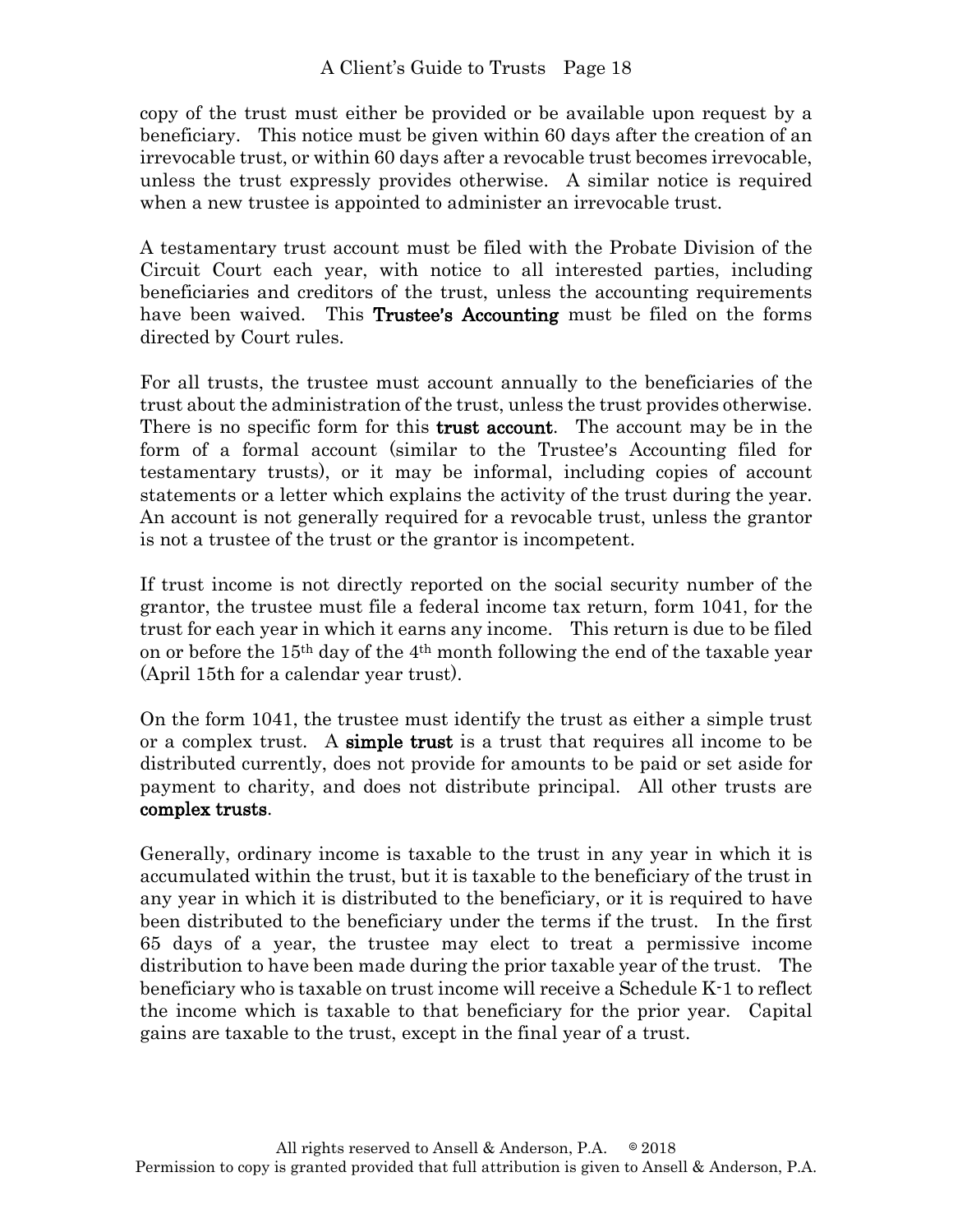copy of the trust must either be provided or be available upon request by a beneficiary. This notice must be given within 60 days after the creation of an irrevocable trust, or within 60 days after a revocable trust becomes irrevocable, unless the trust expressly provides otherwise. A similar notice is required when a new trustee is appointed to administer an irrevocable trust.

A testamentary trust account must be filed with the Probate Division of the Circuit Court each year, with notice to all interested parties, including beneficiaries and creditors of the trust, unless the accounting requirements have been waived. This **Trustee's Accounting** must be filed on the forms directed by Court rules.

For all trusts, the trustee must account annually to the beneficiaries of the trust about the administration of the trust, unless the trust provides otherwise. There is no specific form for this **trust account**. The account may be in the form of a formal account (similar to the Trustee's Accounting filed for testamentary trusts), or it may be informal, including copies of account statements or a letter which explains the activity of the trust during the year. An account is not generally required for a revocable trust, unless the grantor is not a trustee of the trust or the grantor is incompetent.

If trust income is not directly reported on the social security number of the grantor, the trustee must file a federal income tax return, form 1041, for the trust for each year in which it earns any income. This return is due to be filed on or before the 15th day of the 4th month following the end of the taxable year (April 15th for a calendar year trust).

On the form 1041, the trustee must identify the trust as either a simple trust or a complex trust. A **simple trust** is a trust that requires all income to be distributed currently, does not provide for amounts to be paid or set aside for payment to charity, and does not distribute principal. All other trusts are **complex trusts**.

Generally, ordinary income is taxable to the trust in any year in which it is accumulated within the trust, but it is taxable to the beneficiary of the trust in any year in which it is distributed to the beneficiary, or it is required to have been distributed to the beneficiary under the terms if the trust. In the first 65 days of a year, the trustee may elect to treat a permissive income distribution to have been made during the prior taxable year of the trust. The beneficiary who is taxable on trust income will receive a Schedule K-1 to reflect the income which is taxable to that beneficiary for the prior year. Capital gains are taxable to the trust, except in the final year of a trust.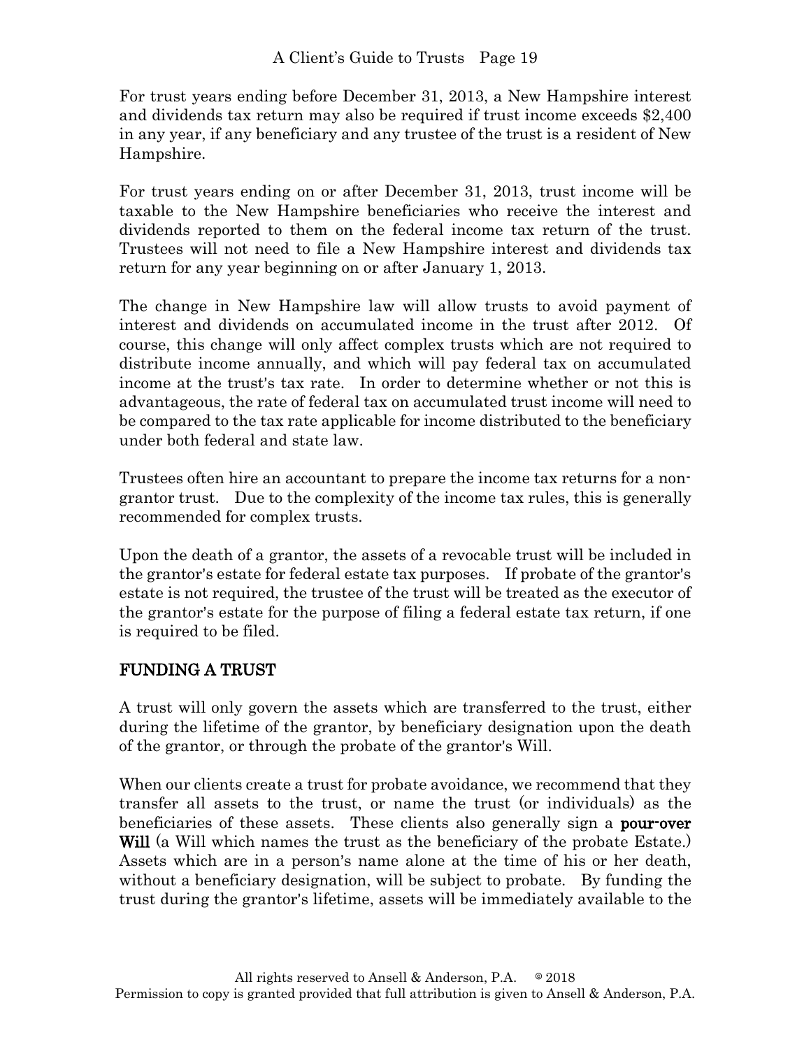For trust years ending before December 31, 2013, a New Hampshire interest and dividends tax return may also be required if trust income exceeds $2,400 in any year, if any beneficiary and any trustee of the trust is a resident of New Hampshire.

For trust years ending on or after December 31, 2013, trust income will be taxable to the New Hampshire beneficiaries who receive the interest and dividends reported to them on the federal income tax return of the trust. Trustees will not need to file a New Hampshire interest and dividends tax return for any year beginning on or after January 1, 2013.

The change in New Hampshire law will allow trusts to avoid payment of interest and dividends on accumulated income in the trust after 2012. Of course, this change will only affect complex trusts which are not required to distribute income annually, and which will pay federal tax on accumulated income at the trust's tax rate. In order to determine whether or not this is advantageous, the rate of federal tax on accumulated trust income will need to be compared to the tax rate applicable for income distributed to the beneficiary under both federal and state law.

Trustees often hire an accountant to prepare the income tax returns for a non-grantor trust. Due to the complexity of the income tax rules, this is generally recommended for complex trusts.

Upon the death of a grantor, the assets of a revocable trust will be included in the grantor's estate for federal estate tax purposes. If probate of the grantor's estate is not required, the trustee of the trust will be treated as the executor of the grantor's estate for the purpose of filing a federal estate tax return, if one is required to be filed.

## FUNDING A TRUST

A trust will only govern the assets which are transferred to the trust, either during the lifetime of the grantor, by beneficiary designation upon the death of the grantor, or through the probate of the grantor's Will.

When our clients create a trust for probate avoidance, we recommend that they transfer all assets to the trust, or name the trust (or individuals) as the beneficiaries of these assets. These clients also generally sign a **pour-over Will** (a Will which names the trust as the beneficiary of the probate Estate.) Assets which are in a person's name alone at the time of his or her death, without a beneficiary designation, will be subject to probate. By funding the trust during the grantor's lifetime, assets will be immediately available to the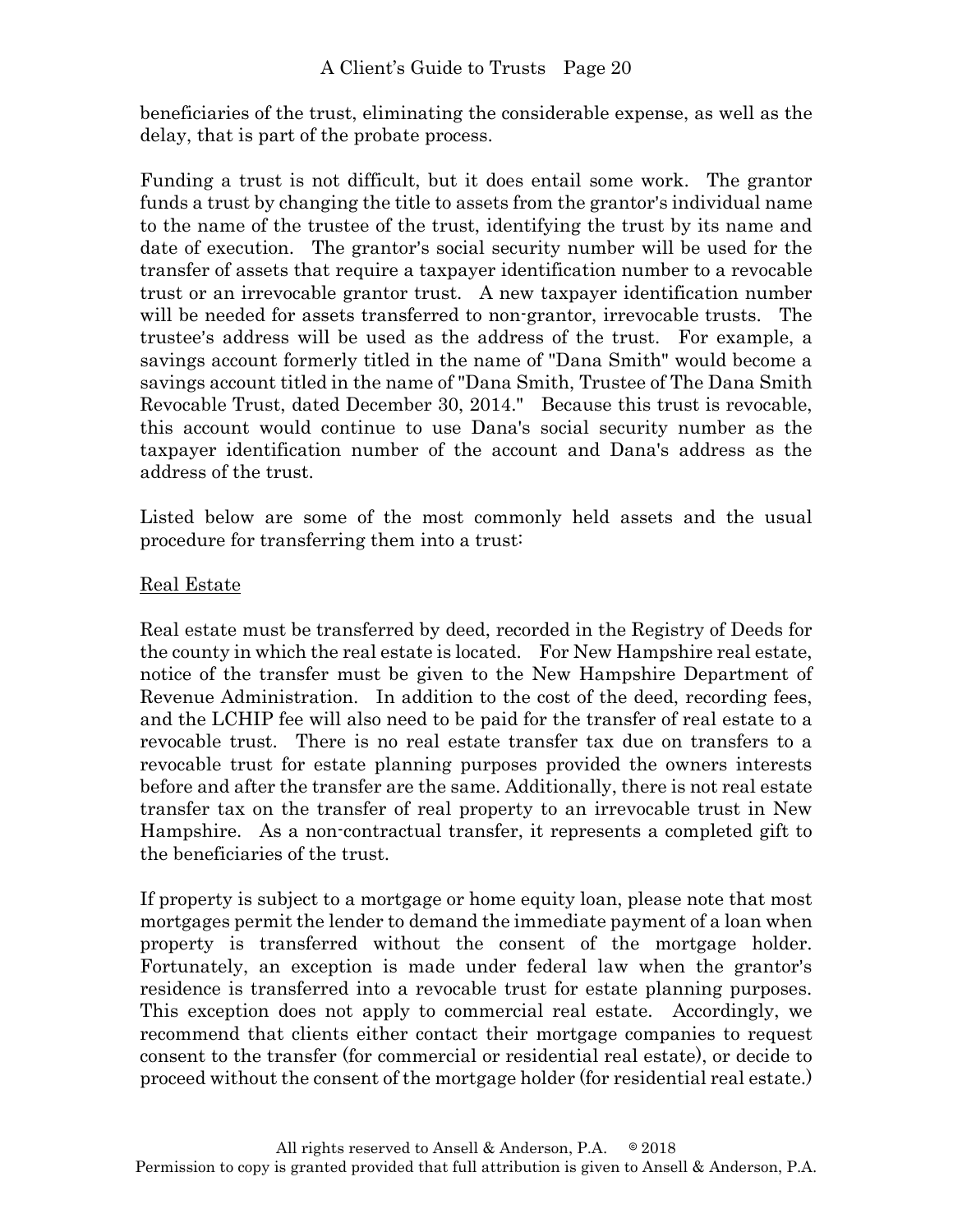beneficiaries of the trust, eliminating the considerable expense, as well as the delay, that is part of the probate process.

Funding a trust is not difficult, but it does entail some work. The grantor funds a trust by changing the title to assets from the grantor's individual name to the name of the trustee of the trust, identifying the trust by its name and date of execution. The grantor's social security number will be used for the transfer of assets that require a taxpayer identification number to a revocable trust or an irrevocable grantor trust. A new taxpayer identification number will be needed for assets transferred to non-grantor, irrevocable trusts. The trustee's address will be used as the address of the trust. For example, a savings account formerly titled in the name of "Dana Smith" would become a savings account titled in the name of "Dana Smith, Trustee of The Dana Smith Revocable Trust, dated December 30, 2014." Because this trust is revocable, this account would continue to use Dana's social security number as the taxpayer identification number of the account and Dana's address as the address of the trust.

Listed below are some of the most commonly held assets and the usual procedure for transferring them into a trust:

<u>Real Estate</u>

Real estate must be transferred by deed, recorded in the Registry of Deeds for the county in which the real estate is located. For New Hampshire real estate, notice of the transfer must be given to the New Hampshire Department of Revenue Administration. In addition to the cost of the deed, recording fees, and the LCHIP fee will also need to be paid for the transfer of real estate to a revocable trust. There is no real estate transfer tax due on transfers to a revocable trust for estate planning purposes provided the owners interests before and after the transfer are the same. Additionally, there is not real estate transfer tax on the transfer of real property to an irrevocable trust in New Hampshire. As a non-contractual transfer, it represents a completed gift to the beneficiaries of the trust.

If property is subject to a mortgage or home equity loan, please note that most mortgages permit the lender to demand the immediate payment of a loan when property is transferred without the consent of the mortgage holder. Fortunately, an exception is made under federal law when the grantor's residence is transferred into a revocable trust for estate planning purposes. This exception does not apply to commercial real estate. Accordingly, we recommend that clients either contact their mortgage companies to request consent to the transfer (for commercial or residential real estate), or decide to proceed without the consent of the mortgage holder (for residential real estate.)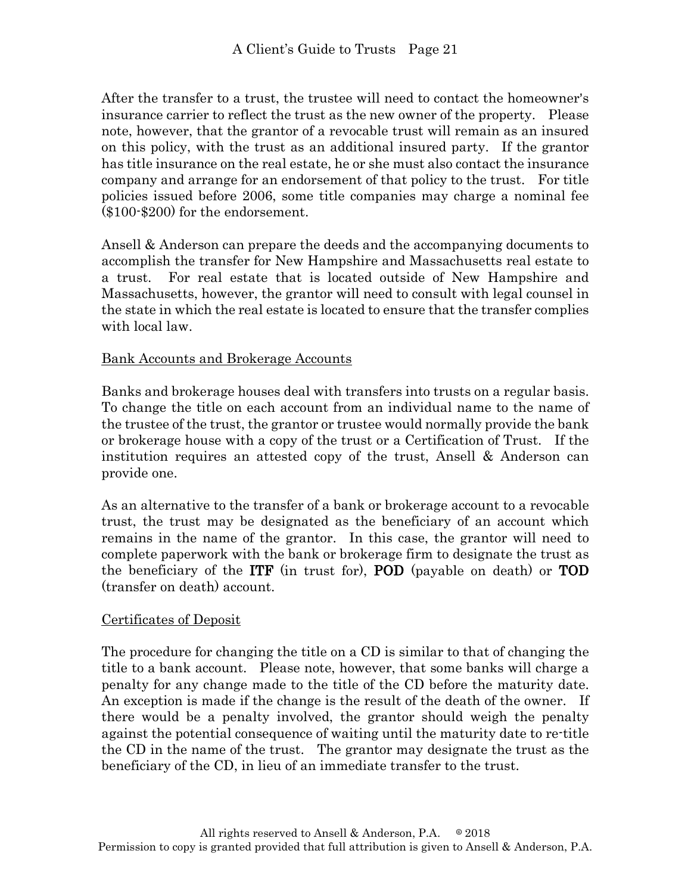After the transfer to a trust, the trustee will need to contact the homeowner's insurance carrier to reflect the trust as the new owner of the property. Please note, however, that the grantor of a revocable trust will remain as an insured on this policy, with the trust as an additional insured party. If the grantor has title insurance on the real estate, he or she must also contact the insurance company and arrange for an endorsement of that policy to the trust. For title policies issued before 2006, some title companies may charge a nominal fee ($100-$200) for the endorsement.

Ansell & Anderson can prepare the deeds and the accompanying documents to accomplish the transfer for New Hampshire and Massachusetts real estate to a trust. For real estate that is located outside of New Hampshire and Massachusetts, however, the grantor will need to consult with legal counsel in the state in which the real estate is located to ensure that the transfer complies with local law.

<u>Bank Accounts and Brokerage Accounts</u>

Banks and brokerage houses deal with transfers into trusts on a regular basis. To change the title on each account from an individual name to the name of the trustee of the trust, the grantor or trustee would normally provide the bank or brokerage house with a copy of the trust or a Certification of Trust. If the institution requires an attested copy of the trust, Ansell & Anderson can provide one.

As an alternative to the transfer of a bank or brokerage account to a revocable trust, the trust may be designated as the beneficiary of an account which remains in the name of the grantor. In this case, the grantor will need to complete paperwork with the bank or brokerage firm to designate the trust as the beneficiary of the **ITF** (in trust for), **POD** (payable on death) or **TOD** (transfer on death) account.

<u>Certificates of Deposit</u>

The procedure for changing the title on a CD is similar to that of changing the title to a bank account. Please note, however, that some banks will charge a penalty for any change made to the title of the CD before the maturity date. An exception is made if the change is the result of the death of the owner. If there would be a penalty involved, the grantor should weigh the penalty against the potential consequence of waiting until the maturity date to re-title the CD in the name of the trust. The grantor may designate the trust as the beneficiary of the CD, in lieu of an immediate transfer to the trust.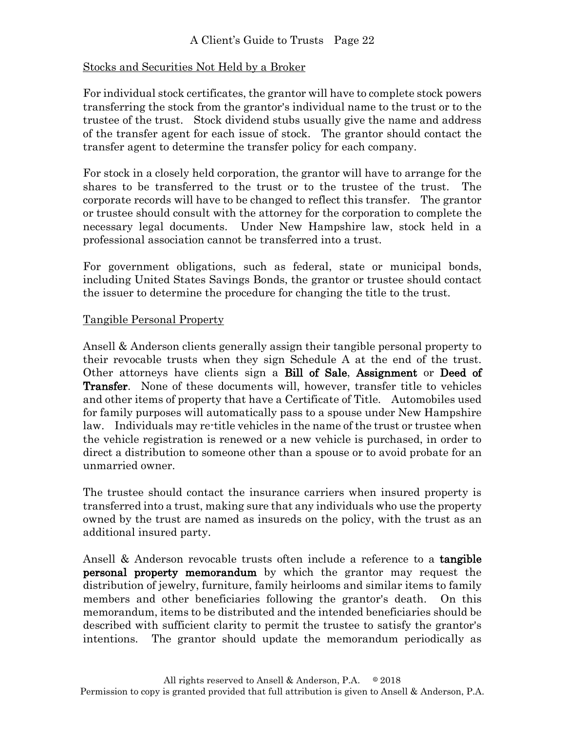Stocks and Securities Not Held by a Broker

For individual stock certificates, the grantor will have to complete stock powers transferring the stock from the grantor's individual name to the trust or to the trustee of the trust. Stock dividend stubs usually give the name and address of the transfer agent for each issue of stock. The grantor should contact the transfer agent to determine the transfer policy for each company.

For stock in a closely held corporation, the grantor will have to arrange for the shares to be transferred to the trust or to the trustee of the trust. The corporate records will have to be changed to reflect this transfer. The grantor or trustee should consult with the attorney for the corporation to complete the necessary legal documents. Under New Hampshire law, stock held in a professional association cannot be transferred into a trust.

For government obligations, such as federal, state or municipal bonds, including United States Savings Bonds, the grantor or trustee should contact the issuer to determine the procedure for changing the title to the trust.

Tangible Personal Property

Ansell & Anderson clients generally assign their tangible personal property to their revocable trusts when they sign Schedule A at the end of the trust. Other attorneys have clients sign a **Bill of Sale**, **Assignment** or **Deed of Transfer**. None of these documents will, however, transfer title to vehicles and other items of property that have a Certificate of Title. Automobiles used for family purposes will automatically pass to a spouse under New Hampshire law. Individuals may re-title vehicles in the name of the trust or trustee when the vehicle registration is renewed or a new vehicle is purchased, in order to direct a distribution to someone other than a spouse or to avoid probate for an unmarried owner.

The trustee should contact the insurance carriers when insured property is transferred into a trust, making sure that any individuals who use the property owned by the trust are named as insureds on the policy, with the trust as an additional insured party.

Ansell & Anderson revocable trusts often include a reference to a **tangible personal property memorandum** by which the grantor may request the distribution of jewelry, furniture, family heirlooms and similar items to family members and other beneficiaries following the grantor's death. On this memorandum, items to be distributed and the intended beneficiaries should be described with sufficient clarity to permit the trustee to satisfy the grantor's intentions. The grantor should update the memorandum periodically as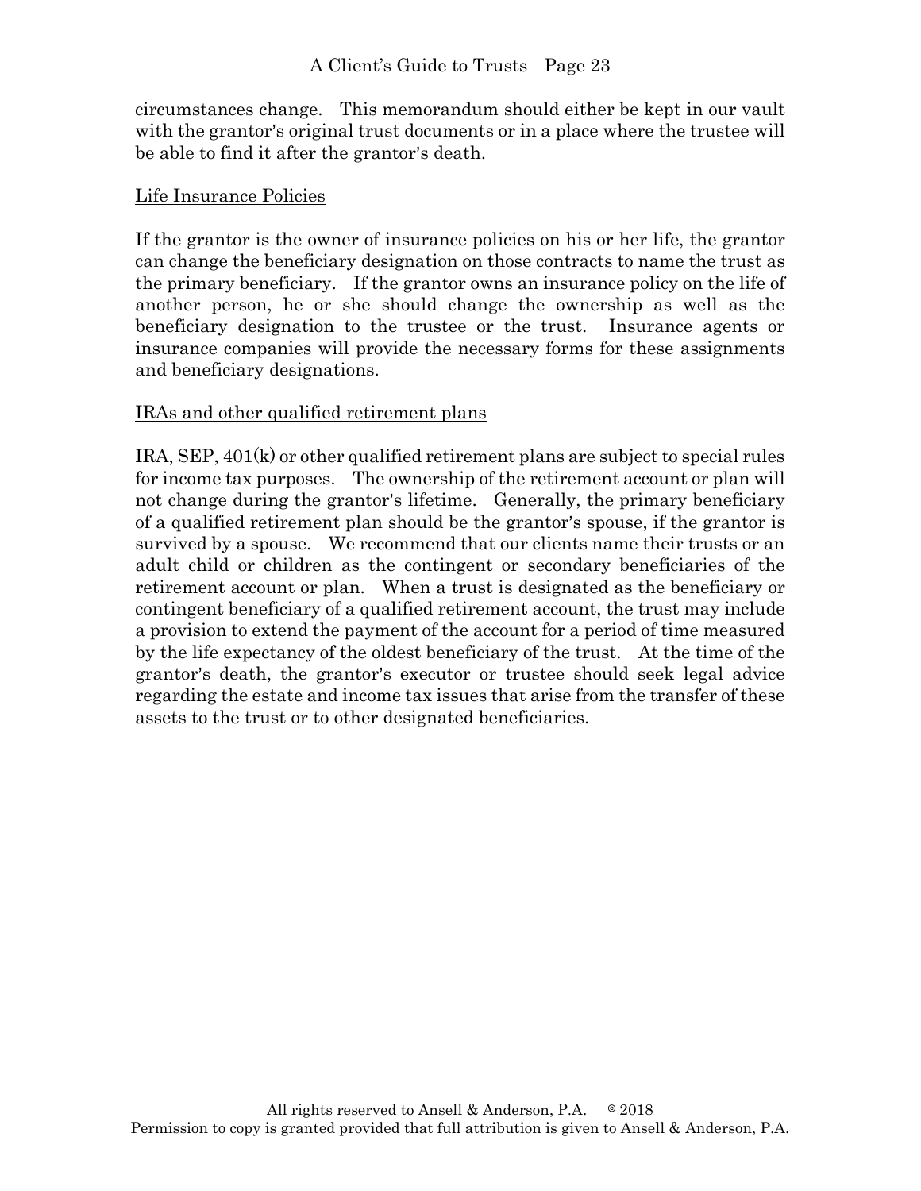circumstances change. This memorandum should either be kept in our vault with the grantor's original trust documents or in a place where the trustee will be able to find it after the grantor's death.

<u>Life Insurance Policies</u>

If the grantor is the owner of insurance policies on his or her life, the grantor can change the beneficiary designation on those contracts to name the trust as the primary beneficiary. If the grantor owns an insurance policy on the life of another person, he or she should change the ownership as well as the beneficiary designation to the trustee or the trust. Insurance agents or insurance companies will provide the necessary forms for these assignments and beneficiary designations.

<u>IRAs and other qualified retirement plans</u>

IRA, SEP, 401(k) or other qualified retirement plans are subject to special rules for income tax purposes. The ownership of the retirement account or plan will not change during the grantor's lifetime. Generally, the primary beneficiary of a qualified retirement plan should be the grantor's spouse, if the grantor is survived by a spouse. We recommend that our clients name their trusts or an adult child or children as the contingent or secondary beneficiaries of the retirement account or plan. When a trust is designated as the beneficiary or contingent beneficiary of a qualified retirement account, the trust may include a provision to extend the payment of the account for a period of time measured by the life expectancy of the oldest beneficiary of the trust. At the time of the grantor's death, the grantor's executor or trustee should seek legal advice regarding the estate and income tax issues that arise from the transfer of these assets to the trust or to other designated beneficiaries.